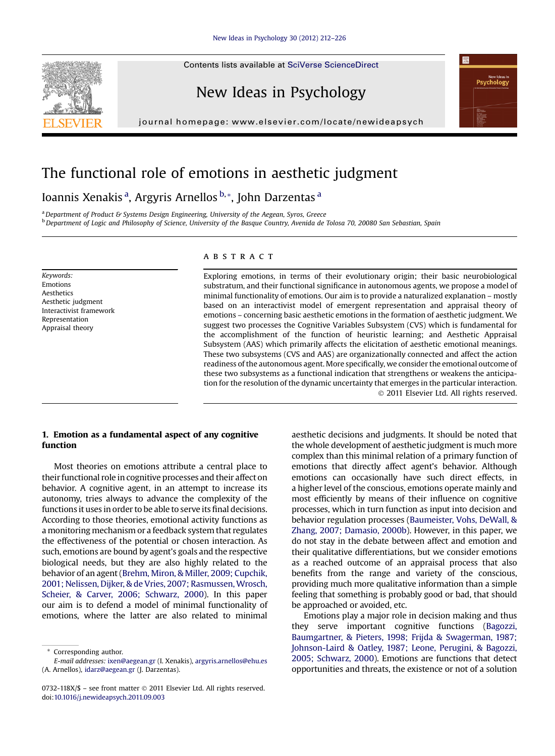# The functional role of emotions in aesthetic judgment

Ioannis Xenakis [a], Argyris Arnellos [b,*], John Darzentas [a]

[a] Department of Product & Systems Design Engineering, University of the Aegean, Syros, Greece

[b] Department of Logic and Philosophy of Science, University of the Basque Country, Avenida de Tolosa 70, 20080 San Sebastian, Spain

**Keywords:**
Emotions
Aesthetics
Aesthetic judgment
Interactivist framework
Representation
Appraisal theory

## A B S T R A C T

Exploring emotions, in terms of their evolutionary origin; their basic neurobiological substratum, and their functional significance in autonomous agents, we propose a model of minimal functionality of emotions. Our aim is to provide a naturalized explanation – mostly based on an interactivist model of emergent representation and appraisal theory of emotions – concerning basic aesthetic emotions in the formation of aesthetic judgment. We suggest two processes the Cognitive Variables Subsystem (CVS) which is fundamental for the accomplishment of the function of heuristic learning; and Aesthetic Appraisal Subsystem (AAS) which primarily affects the elicitation of aesthetic emotional meanings. These two subsystems (CVS and AAS) are organizationally connected and affect the action readiness of the autonomous agent. More specifically, we consider the emotional outcome of these two subsystems as a functional indication that strengthens or weakens the anticipation for the resolution of the dynamic uncertainty that emerges in the particular interaction.

© 2011 Elsevier Ltd. All rights reserved.

## 1. Emotion as a fundamental aspect of any cognitive function

Most theories on emotions attribute a central place to their functional role in cognitive processes and their affect on behavior. A cognitive agent, in an attempt to increase its autonomy, tries always to advance the complexity of the functions it uses in order to be able to serve its final decisions. According to those theories, emotional activity functions as a monitoring mechanism or a feedback system that regulates the effectiveness of the potential or chosen interaction. As such, emotions are bound by agent's goals and the respective biological needs, but they are also highly related to the behavior of an agent (Brehm, Miron, & Miller, 2009; Cupchik, 2001; Nelissen, Dijker, & de Vries, 2007; Rasmussen, Wrosch, Scheier, & Carver, 2006; Schwarz, 2000). In this paper our aim is to defend a model of minimal functionality of emotions, where the latter are also related to minimal aesthetic decisions and judgments. It should be noted that the whole development of aesthetic judgment is much more complex than this minimal relation of a primary function of emotions that directly affect agent's behavior. Although emotions can occasionally have such direct effects, in a higher level of the conscious, emotions operate mainly and most efficiently by means of their influence on cognitive processes, which in turn function as input into decision and behavior regulation processes (Baumeister, Vohs, DeWall, & Zhang, 2007; Damasio, 2000b). However, in this paper, we do not stay in the debate between affect and emotion and their qualitative differentiations, but we consider emotions as a reached outcome of an appraisal process that also benefits from the range and variety of the conscious, providing much more qualitative information than a simple feeling that something is probably good or bad, that should be approached or avoided, etc.

Emotions play a major role in decision making and thus they serve important cognitive functions (Bagozzi, Baumgartner, & Pieters, 1998; Frijda & Swagerman, 1987; Johnson-Laird & Oatley, 1987; Leone, Perugini, & Bagozzi, 2005; Schwarz, 2000). Emotions are functions that detect opportunities and threats, the existence or not of a solution

* Corresponding author.
E-mail addresses: ixen@aegean.gr (I. Xenakis), argyris.arnellos@ehu.es (A. Arnellos), idarz@aegean.gr (J. Darzentas).

0732-118X/$ – see front matter © 2011 Elsevier Ltd. All rights reserved.
doi:10.1016/j.newideapsych.2011.09.003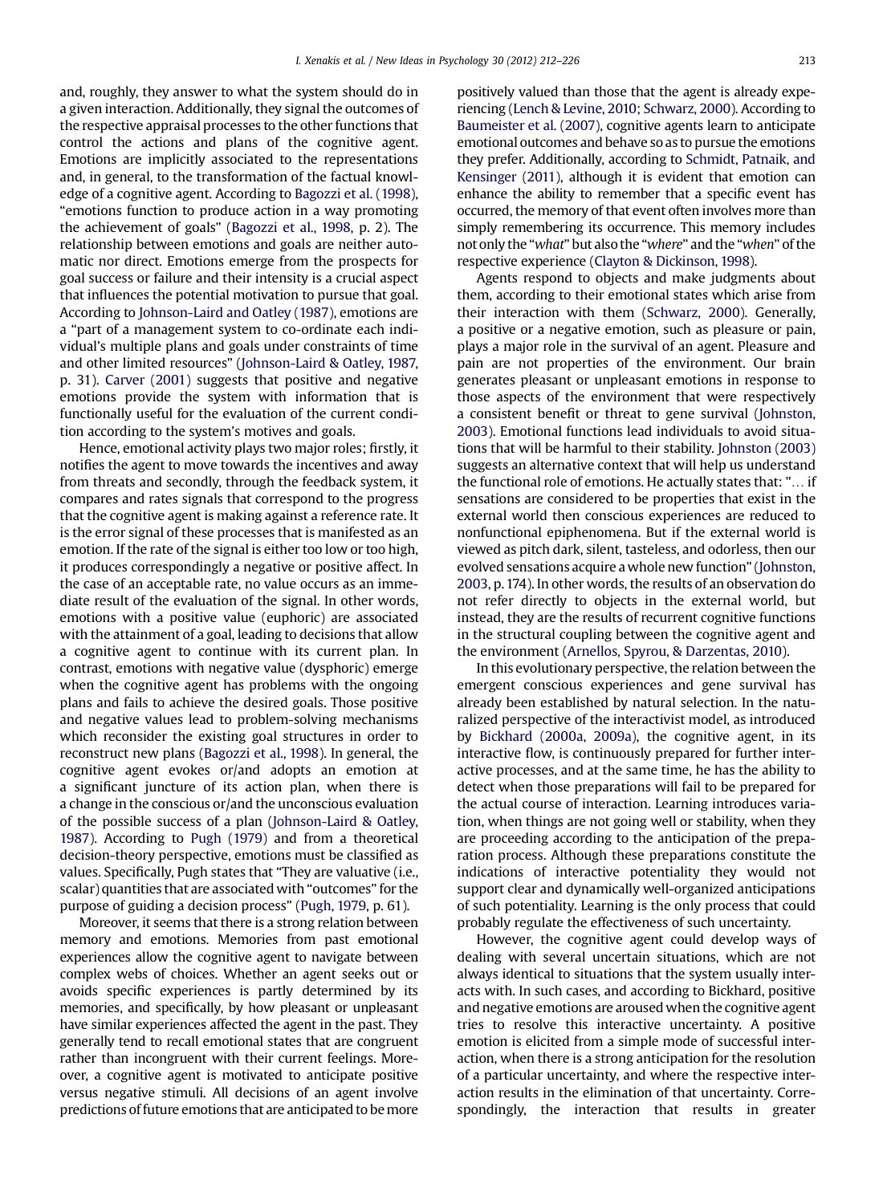and, roughly, they answer to what the system should do in a given interaction. Additionally, they signal the outcomes of the respective appraisal processes to the other functions that control the actions and plans of the cognitive agent. Emotions are implicitly associated to the representations and, in general, to the transformation of the factual knowledge of a cognitive agent. According to Bagozzi et al. (1998), "emotions function to produce action in a way promoting the achievement of goals" (Bagozzi et al., 1998, p. 2). The relationship between emotions and goals are neither automatic nor direct. Emotions emerge from the prospects for goal success or failure and their intensity is a crucial aspect that influences the potential motivation to pursue that goal. According to Johnson-Laird and Oatley (1987), emotions are a "part of a management system to co-ordinate each individual's multiple plans and goals under constraints of time and other limited resources" (Johnson-Laird & Oatley, 1987, p. 31). Carver (2001) suggests that positive and negative emotions provide the system with information that is functionally useful for the evaluation of the current condition according to the system's motives and goals.

Hence, emotional activity plays two major roles; firstly, it notifies the agent to move towards the incentives and away from threats and secondly, through the feedback system, it compares and rates signals that correspond to the progress that the cognitive agent is making against a reference rate. It is the error signal of these processes that is manifested as an emotion. If the rate of the signal is either too low or too high, it produces correspondingly a negative or positive affect. In the case of an acceptable rate, no value occurs as an immediate result of the evaluation of the signal. In other words, emotions with a positive value (euphoric) are associated with the attainment of a goal, leading to decisions that allow a cognitive agent to continue with its current plan. In contrast, emotions with negative value (dysphoric) emerge when the cognitive agent has problems with the ongoing plans and fails to achieve the desired goals. Those positive and negative values lead to problem-solving mechanisms which reconsider the existing goal structures in order to reconstruct new plans (Bagozzi et al., 1998). In general, the cognitive agent evokes or/and adopts an emotion at a significant juncture of its action plan, when there is a change in the conscious or/and the unconscious evaluation of the possible success of a plan (Johnson-Laird & Oatley, 1987). According to Pugh (1979) and from a theoretical decision-theory perspective, emotions must be classified as values. Specifically, Pugh states that "They are valuative (i.e., scalar) quantities that are associated with "outcomes" for the purpose of guiding a decision process" (Pugh, 1979, p. 61).

Moreover, it seems that there is a strong relation between memory and emotions. Memories from past emotional experiences allow the cognitive agent to navigate between complex webs of choices. Whether an agent seeks out or avoids specific experiences is partly determined by its memories, and specifically, by how pleasant or unpleasant have similar experiences affected the agent in the past. They generally tend to recall emotional states that are congruent rather than incongruent with their current feelings. Moreover, a cognitive agent is motivated to anticipate positive versus negative stimuli. All decisions of an agent involve predictions of future emotions that are anticipated to be more positively valued than those that the agent is already experiencing (Lench & Levine, 2010; Schwarz, 2000). According to Baumeister et al. (2007), cognitive agents learn to anticipate emotional outcomes and behave so as to pursue the emotions they prefer. Additionally, according to Schmidt, Patnaik, and Kensinger (2011), although it is evident that emotion can enhance the ability to remember that a specific event has occurred, the memory of that event often involves more than simply remembering its occurrence. This memory includes not only the "*what*" but also the "*where*" and the "*when*" of the respective experience (Clayton & Dickinson, 1998).

Agents respond to objects and make judgments about them, according to their emotional states which arise from their interaction with them (Schwarz, 2000). Generally, a positive or a negative emotion, such as pleasure or pain, plays a major role in the survival of an agent. Pleasure and pain are not properties of the environment. Our brain generates pleasant or unpleasant emotions in response to those aspects of the environment that were respectively a consistent benefit or threat to gene survival (Johnston, 2003). Emotional functions lead individuals to avoid situations that will be harmful to their stability. Johnston (2003) suggests an alternative context that will help us understand the functional role of emotions. He actually states that: "... if sensations are considered to be properties that exist in the external world then conscious experiences are reduced to nonfunctional epiphenomena. But if the external world is viewed as pitch dark, silent, tasteless, and odorless, then our evolved sensations acquire a whole new function" (Johnston, 2003, p. 174). In other words, the results of an observation do not refer directly to objects in the external world, but instead, they are the results of recurrent cognitive functions in the structural coupling between the cognitive agent and the environment (Arnellos, Spyrou, & Darzentas, 2010).

In this evolutionary perspective, the relation between the emergent conscious experiences and gene survival has already been established by natural selection. In the naturalized perspective of the interactivist model, as introduced by Bickhard (2000a, 2009a), the cognitive agent, in its interactive flow, is continuously prepared for further interactive processes, and at the same time, he has the ability to detect when those preparations will fail to be prepared for the actual course of interaction. Learning introduces variation, when things are not going well or stability, when they are proceeding according to the anticipation of the preparation process. Although these preparations constitute the indications of interactive potentiality they would not support clear and dynamically well-organized anticipations of such potentiality. Learning is the only process that could probably regulate the effectiveness of such uncertainty.

However, the cognitive agent could develop ways of dealing with several uncertain situations, which are not always identical to situations that the system usually interacts with. In such cases, and according to Bickhard, positive and negative emotions are aroused when the cognitive agent tries to resolve this interactive uncertainty. A positive emotion is elicited from a simple mode of successful interaction, when there is a strong anticipation for the resolution of a particular uncertainty, and where the respective interaction results in the elimination of that uncertainty. Correspondingly, the interaction that results in greater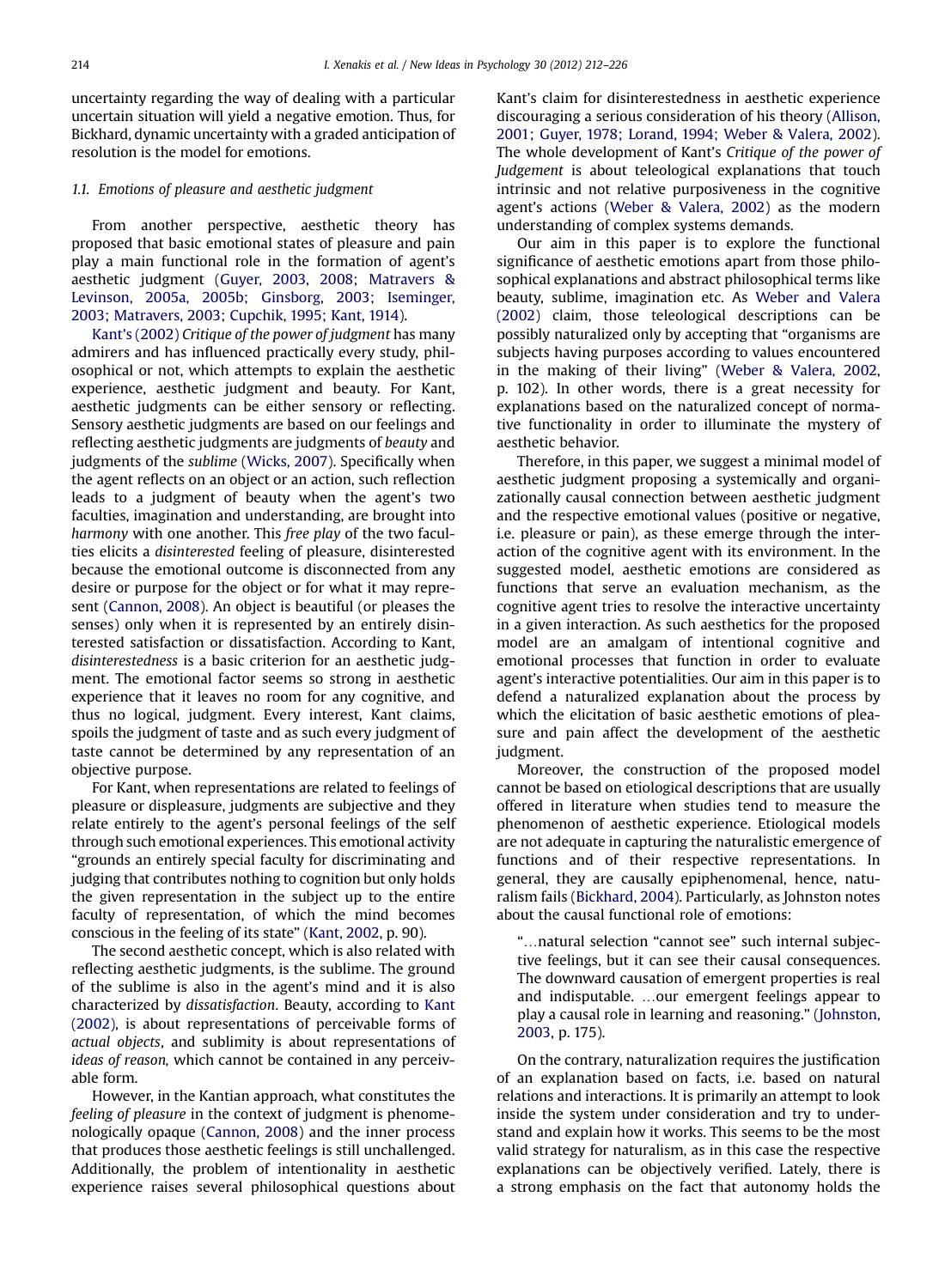uncertainty regarding the way of dealing with a particular uncertain situation will yield a negative emotion. Thus, for Bickhard, dynamic uncertainty with a graded anticipation of resolution is the model for emotions.

### 1.1. Emotions of pleasure and aesthetic judgment

From another perspective, aesthetic theory has proposed that basic emotional states of pleasure and pain play a main functional role in the formation of agent's aesthetic judgment (Guyer, 2003, 2008; Matravers & Levinson, 2005a, 2005b; Ginsborg, 2003; Iseminger, 2003; Matravers, 2003; Cupchik, 1995; Kant, 1914).

Kant's (2002) *Critique of the power of judgment* has many admirers and has influenced practically every study, philosophical or not, which attempts to explain the aesthetic experience, aesthetic judgment and beauty. For Kant, aesthetic judgments can be either sensory or reflecting. Sensory aesthetic judgments are based on our feelings and reflecting aesthetic judgments are judgments of *beauty* and judgments of the *sublime* (Wicks, 2007). Specifically when the agent reflects on an object or an action, such reflection leads to a judgment of beauty when the agent's two faculties, imagination and understanding, are brought into *harmony* with one another. This *free play* of the two faculties elicits a *disinterested* feeling of pleasure, disinterested because the emotional outcome is disconnected from any desire or purpose for the object or for what it may represent (Cannon, 2008). An object is beautiful (or pleases the senses) only when it is represented by an entirely disinterested satisfaction or dissatisfaction. According to Kant, *disinterestedness* is a basic criterion for an aesthetic judgment. The emotional factor seems so strong in aesthetic experience that it leaves no room for any cognitive, and thus no logical, judgment. Every interest, Kant claims, spoils the judgment of taste and as such every judgment of taste cannot be determined by any representation of an objective purpose.

For Kant, when representations are related to feelings of pleasure or displeasure, judgments are subjective and they relate entirely to the agent's personal feelings of the self through such emotional experiences. This emotional activity "grounds an entirely special faculty for discriminating and judging that contributes nothing to cognition but only holds the given representation in the subject up to the entire faculty of representation, of which the mind becomes conscious in the feeling of its state" (Kant, 2002, p. 90).

The second aesthetic concept, which is also related with reflecting aesthetic judgments, is the sublime. The ground of the sublime is also in the agent's mind and it is also characterized by *dissatisfaction*. Beauty, according to Kant (2002), is about representations of perceivable forms of *actual objects*, and sublimity is about representations of *ideas of reason*, which cannot be contained in any perceivable form.

However, in the Kantian approach, what constitutes the *feeling of pleasure* in the context of judgment is phenomenologically opaque (Cannon, 2008) and the inner process that produces those aesthetic feelings is still unchallenged. Additionally, the problem of intentionality in aesthetic experience raises several philosophical questions about Kant's claim for disinterestedness in aesthetic experience discouraging a serious consideration of his theory (Allison, 2001; Guyer, 1978; Lorand, 1994; Weber & Valera, 2002). The whole development of Kant's *Critique of the power of Judgement* is about teleological explanations that touch intrinsic and not relative purposiveness in the cognitive agent's actions (Weber & Valera, 2002) as the modern understanding of complex systems demands.

Our aim in this paper is to explore the functional significance of aesthetic emotions apart from those philosophical explanations and abstract philosophical terms like beauty, sublime, imagination etc. As Weber and Valera (2002) claim, those teleological descriptions can be possibly naturalized only by accepting that "organisms are subjects having purposes according to values encountered in the making of their living" (Weber & Valera, 2002, p. 102). In other words, there is a great necessity for explanations based on the naturalized concept of normative functionality in order to illuminate the mystery of aesthetic behavior.

Therefore, in this paper, we suggest a minimal model of aesthetic judgment proposing a systemically and organizationally causal connection between aesthetic judgment and the respective emotional values (positive or negative, i.e. pleasure or pain), as these emerge through the interaction of the cognitive agent with its environment. In the suggested model, aesthetic emotions are considered as functions that serve an evaluation mechanism, as the cognitive agent tries to resolve the interactive uncertainty in a given interaction. As such aesthetics for the proposed model are an amalgam of intentional cognitive and emotional processes that function in order to evaluate agent's interactive potentialities. Our aim in this paper is to defend a naturalized explanation about the process by which the elicitation of basic aesthetic emotions of pleasure and pain affect the development of the aesthetic judgment.

Moreover, the construction of the proposed model cannot be based on etiological descriptions that are usually offered in literature when studies tend to measure the phenomenon of aesthetic experience. Etiological models are not adequate in capturing the naturalistic emergence of functions and of their respective representations. In general, they are causally epiphenomenal, hence, naturalism fails (Bickhard, 2004). Particularly, as Johnston notes about the causal functional role of emotions:

> "…natural selection "cannot see" such internal subjective feelings, but it can see their causal consequences. The downward causation of emergent properties is real and indisputable. …our emergent feelings appear to play a causal role in learning and reasoning." (Johnston, 2003, p. 175).

On the contrary, naturalization requires the justification of an explanation based on facts, i.e. based on natural relations and interactions. It is primarily an attempt to look inside the system under consideration and try to understand and explain how it works. This seems to be the most valid strategy for naturalism, as in this case the respective explanations can be objectively verified. Lately, there is a strong emphasis on the fact that autonomy holds the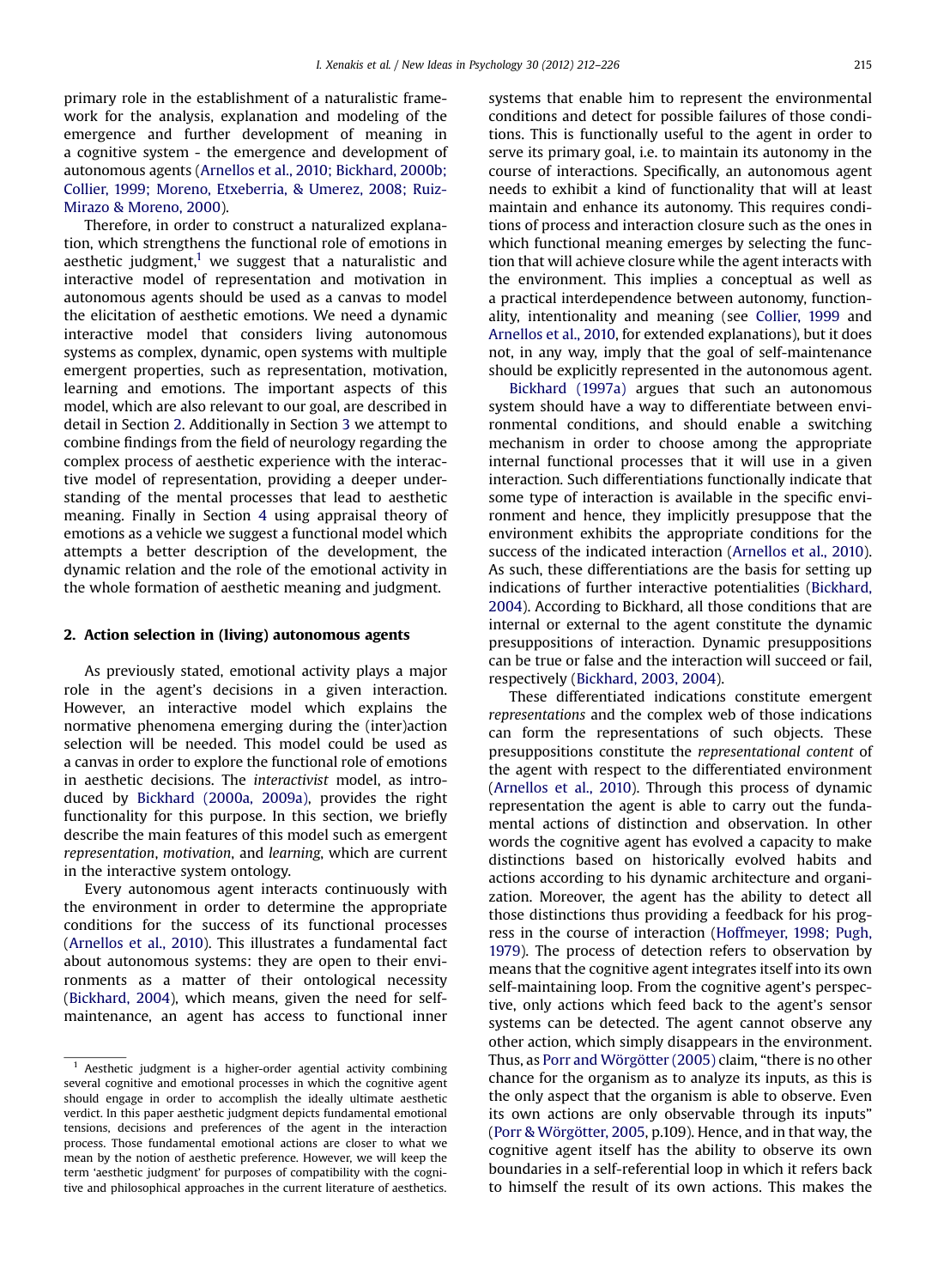primary role in the establishment of a naturalistic framework for the analysis, explanation and modeling of the emergence and further development of meaning in a cognitive system - the emergence and development of autonomous agents (Arnellos et al., 2010; Bickhard, 2000b; Collier, 1999; Moreno, Etxeberria, & Umerez, 2008; Ruiz-Mirazo & Moreno, 2000).

Therefore, in order to construct a naturalized explanation, which strengthens the functional role of emotions in aesthetic judgment,[1] we suggest that a naturalistic and interactive model of representation and motivation in autonomous agents should be used as a canvas to model the elicitation of aesthetic emotions. We need a dynamic interactive model that considers living autonomous systems as complex, dynamic, open systems with multiple emergent properties, such as representation, motivation, learning and emotions. The important aspects of this model, which are also relevant to our goal, are described in detail in Section 2. Additionally in Section 3 we attempt to combine findings from the field of neurology regarding the complex process of aesthetic experience with the interactive model of representation, providing a deeper understanding of the mental processes that lead to aesthetic meaning. Finally in Section 4 using appraisal theory of emotions as a vehicle we suggest a functional model which attempts a better description of the development, the dynamic relation and the role of the emotional activity in the whole formation of aesthetic meaning and judgment.

## 2. Action selection in (living) autonomous agents

As previously stated, emotional activity plays a major role in the agent's decisions in a given interaction. However, an interactive model which explains the normative phenomena emerging during the (inter)action selection will be needed. This model could be used as a canvas in order to explore the functional role of emotions in aesthetic decisions. The *interactivist* model, as introduced by Bickhard (2000a, 2009a), provides the right functionality for this purpose. In this section, we briefly describe the main features of this model such as emergent *representation*, *motivation*, and *learning*, which are current in the interactive system ontology.

Every autonomous agent interacts continuously with the environment in order to determine the appropriate conditions for the success of its functional processes (Arnellos et al., 2010). This illustrates a fundamental fact about autonomous systems: they are open to their environments as a matter of their ontological necessity (Bickhard, 2004), which means, given the need for self-maintenance, an agent has access to functional inner systems that enable him to represent the environmental conditions and detect for possible failures of those conditions. This is functionally useful to the agent in order to serve its primary goal, i.e. to maintain its autonomy in the course of interactions. Specifically, an autonomous agent needs to exhibit a kind of functionality that will at least maintain and enhance its autonomy. This requires conditions of process and interaction closure such as the ones in which functional meaning emerges by selecting the function that will achieve closure while the agent interacts with the environment. This implies a conceptual as well as a practical interdependence between autonomy, functionality, intentionality and meaning (see Collier, 1999 and Arnellos et al., 2010, for extended explanations), but it does not, in any way, imply that the goal of self-maintenance should be explicitly represented in the autonomous agent.

Bickhard (1997a) argues that such an autonomous system should have a way to differentiate between environmental conditions, and should enable a switching mechanism in order to choose among the appropriate internal functional processes that it will use in a given interaction. Such differentiations functionally indicate that some type of interaction is available in the specific environment and hence, they implicitly presuppose that the environment exhibits the appropriate conditions for the success of the indicated interaction (Arnellos et al., 2010). As such, these differentiations are the basis for setting up indications of further interactive potentialities (Bickhard, 2004). According to Bickhard, all those conditions that are internal or external to the agent constitute the dynamic presuppositions of interaction. Dynamic presuppositions can be true or false and the interaction will succeed or fail, respectively (Bickhard, 2003, 2004).

These differentiated indications constitute emergent *representations* and the complex web of those indications can form the representations of such objects. These presuppositions constitute the *representational content* of the agent with respect to the differentiated environment (Arnellos et al., 2010). Through this process of dynamic representation the agent is able to carry out the fundamental actions of distinction and observation. In other words the cognitive agent has evolved a capacity to make distinctions based on historically evolved habits and actions according to his dynamic architecture and organization. Moreover, the agent has the ability to detect all those distinctions thus providing a feedback for his progress in the course of interaction (Hoffmeyer, 1998; Pugh, 1979). The process of detection refers to observation by means that the cognitive agent integrates itself into its own self-maintaining loop. From the cognitive agent's perspective, only actions which feed back to the agent's sensor systems can be detected. The agent cannot observe any other action, which simply disappears in the environment. Thus, as Porr and Wörgötter (2005) claim, "there is no other chance for the organism as to analyze its inputs, as this is the only aspect that the organism is able to observe. Even its own actions are only observable through its inputs" (Porr & Wörgötter, 2005, p.109). Hence, and in that way, the cognitive agent itself has the ability to observe its own boundaries in a self-referential loop in which it refers back to himself the result of its own actions. This makes the

---

[1] Aesthetic judgment is a higher-order agential activity combining several cognitive and emotional processes in which the cognitive agent should engage in order to accomplish the ideally ultimate aesthetic verdict. In this paper aesthetic judgment depicts fundamental emotional tensions, decisions and preferences of the agent in the interaction process. Those fundamental emotional actions are closer to what we mean by the notion of aesthetic preference. However, we will keep the term 'aesthetic judgment' for purposes of compatibility with the cognitive and philosophical approaches in the current literature of aesthetics.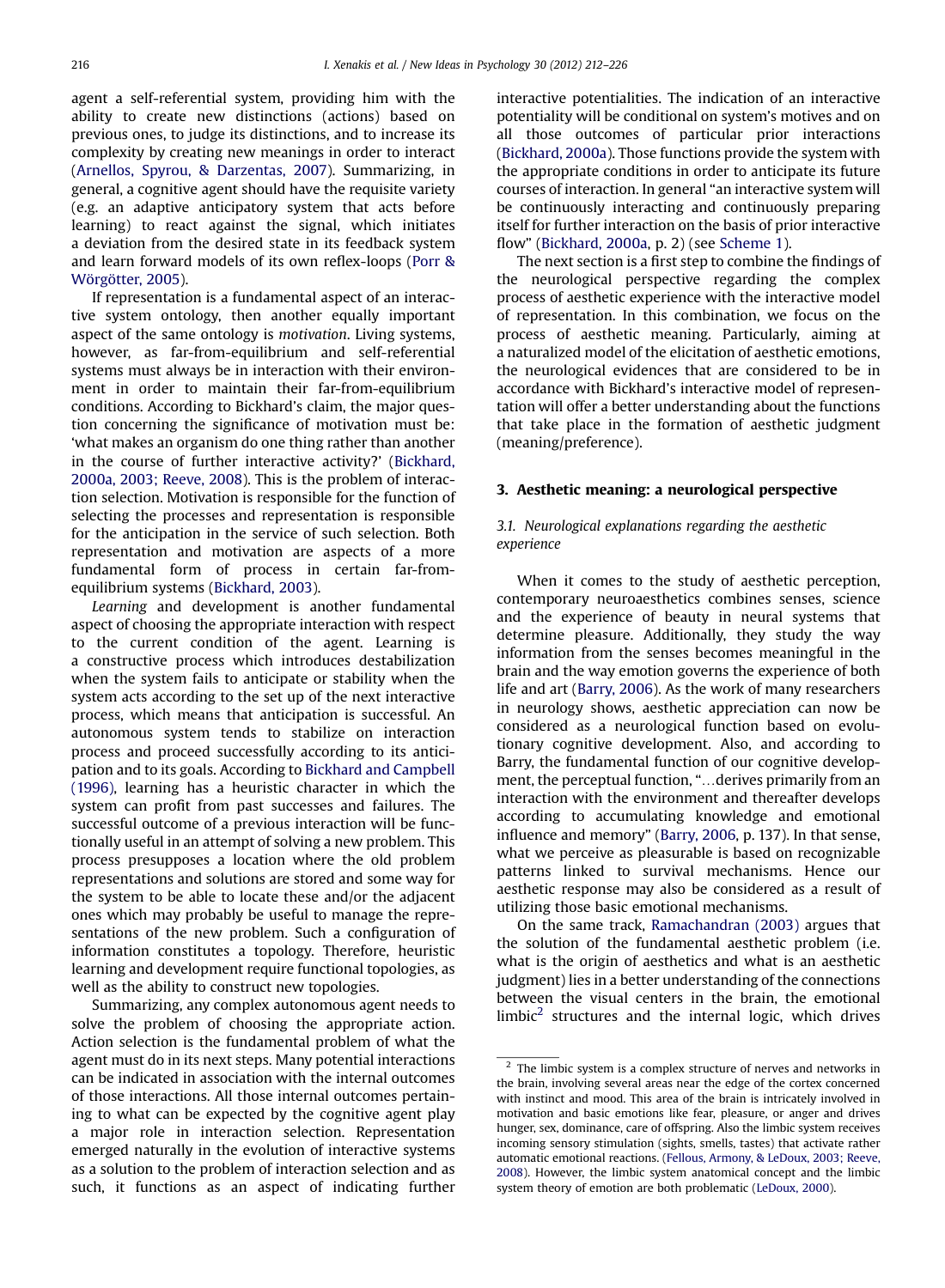agent a self-referential system, providing him with the ability to create new distinctions (actions) based on previous ones, to judge its distinctions, and to increase its complexity by creating new meanings in order to interact (Arnellos, Spyrou, & Darzentas, 2007). Summarizing, in general, a cognitive agent should have the requisite variety (e.g. an adaptive anticipatory system that acts before learning) to react against the signal, which initiates a deviation from the desired state in its feedback system and learn forward models of its own reflex-loops (Porr & Wörgötter, 2005).

If representation is a fundamental aspect of an interactive system ontology, then another equally important aspect of the same ontology is *motivation*. Living systems, however, as far-from-equilibrium and self-referential systems must always be in interaction with their environment in order to maintain their far-from-equilibrium conditions. According to Bickhard's claim, the major question concerning the significance of motivation must be: 'what makes an organism do one thing rather than another in the course of further interactive activity?' (Bickhard, 2000a, 2003; Reeve, 2008). This is the problem of interaction selection. Motivation is responsible for the function of selecting the processes and representation is responsible for the anticipation in the service of such selection. Both representation and motivation are aspects of a more fundamental form of process in certain far-from-equilibrium systems (Bickhard, 2003).

*Learning* and development is another fundamental aspect of choosing the appropriate interaction with respect to the current condition of the agent. Learning is a constructive process which introduces destabilization when the system fails to anticipate or stability when the system acts according to the set up of the next interactive process, which means that anticipation is successful. An autonomous system tends to stabilize on interaction process and proceed successfully according to its anticipation and to its goals. According to Bickhard and Campbell (1996), learning has a heuristic character in which the system can profit from past successes and failures. The successful outcome of a previous interaction will be functionally useful in an attempt of solving a new problem. This process presupposes a location where the old problem representations and solutions are stored and some way for the system to be able to locate these and/or the adjacent ones which may probably be useful to manage the representations of the new problem. Such a configuration of information constitutes a topology. Therefore, heuristic learning and development require functional topologies, as well as the ability to construct new topologies.

Summarizing, any complex autonomous agent needs to solve the problem of choosing the appropriate action. Action selection is the fundamental problem of what the agent must do in its next steps. Many potential interactions can be indicated in association with the internal outcomes of those interactions. All those internal outcomes pertaining to what can be expected by the cognitive agent play a major role in interaction selection. Representation emerged naturally in the evolution of interactive systems as a solution to the problem of interaction selection and as such, it functions as an aspect of indicating further interactive potentialities. The indication of an interactive potentiality will be conditional on system's motives and on all those outcomes of particular prior interactions (Bickhard, 2000a). Those functions provide the system with the appropriate conditions in order to anticipate its future courses of interaction. In general "an interactive system will be continuously interacting and continuously preparing itself for further interaction on the basis of prior interactive flow" (Bickhard, 2000a, p. 2) (see Scheme 1).

The next section is a first step to combine the findings of the neurological perspective regarding the complex process of aesthetic experience with the interactive model of representation. In this combination, we focus on the process of aesthetic meaning. Particularly, aiming at a naturalized model of the elicitation of aesthetic emotions, the neurological evidences that are considered to be in accordance with Bickhard's interactive model of representation will offer a better understanding about the functions that take place in the formation of aesthetic judgment (meaning/preference).

## 3. Aesthetic meaning: a neurological perspective

### 3.1. Neurological explanations regarding the aesthetic experience

When it comes to the study of aesthetic perception, contemporary neuroaesthetics combines senses, science and the experience of beauty in neural systems that determine pleasure. Additionally, they study the way information from the senses becomes meaningful in the brain and the way emotion governs the experience of both life and art (Barry, 2006). As the work of many researchers in neurology shows, aesthetic appreciation can now be considered as a neurological function based on evolutionary cognitive development. Also, and according to Barry, the fundamental function of our cognitive development, the perceptual function, "...derives primarily from an interaction with the environment and thereafter develops according to accumulating knowledge and emotional influence and memory" (Barry, 2006, p. 137). In that sense, what we perceive as pleasurable is based on recognizable patterns linked to survival mechanisms. Hence our aesthetic response may also be considered as a result of utilizing those basic emotional mechanisms.

On the same track, Ramachandran (2003) argues that the solution of the fundamental aesthetic problem (i.e. what is the origin of aesthetics and what is an aesthetic judgment) lies in a better understanding of the connections between the visual centers in the brain, the emotional limbic[2] structures and the internal logic, which drives

[2] The limbic system is a complex structure of nerves and networks in the brain, involving several areas near the edge of the cortex concerned with instinct and mood. This area of the brain is intricately involved in motivation and basic emotions like fear, pleasure, or anger and drives hunger, sex, dominance, care of offspring. Also the limbic system receives incoming sensory stimulation (sights, smells, tastes) that activate rather automatic emotional reactions. (Fellous, Armony, & LeDoux, 2003; Reeve, 2008). However, the limbic system anatomical concept and the limbic system theory of emotion are both problematic (LeDoux, 2000).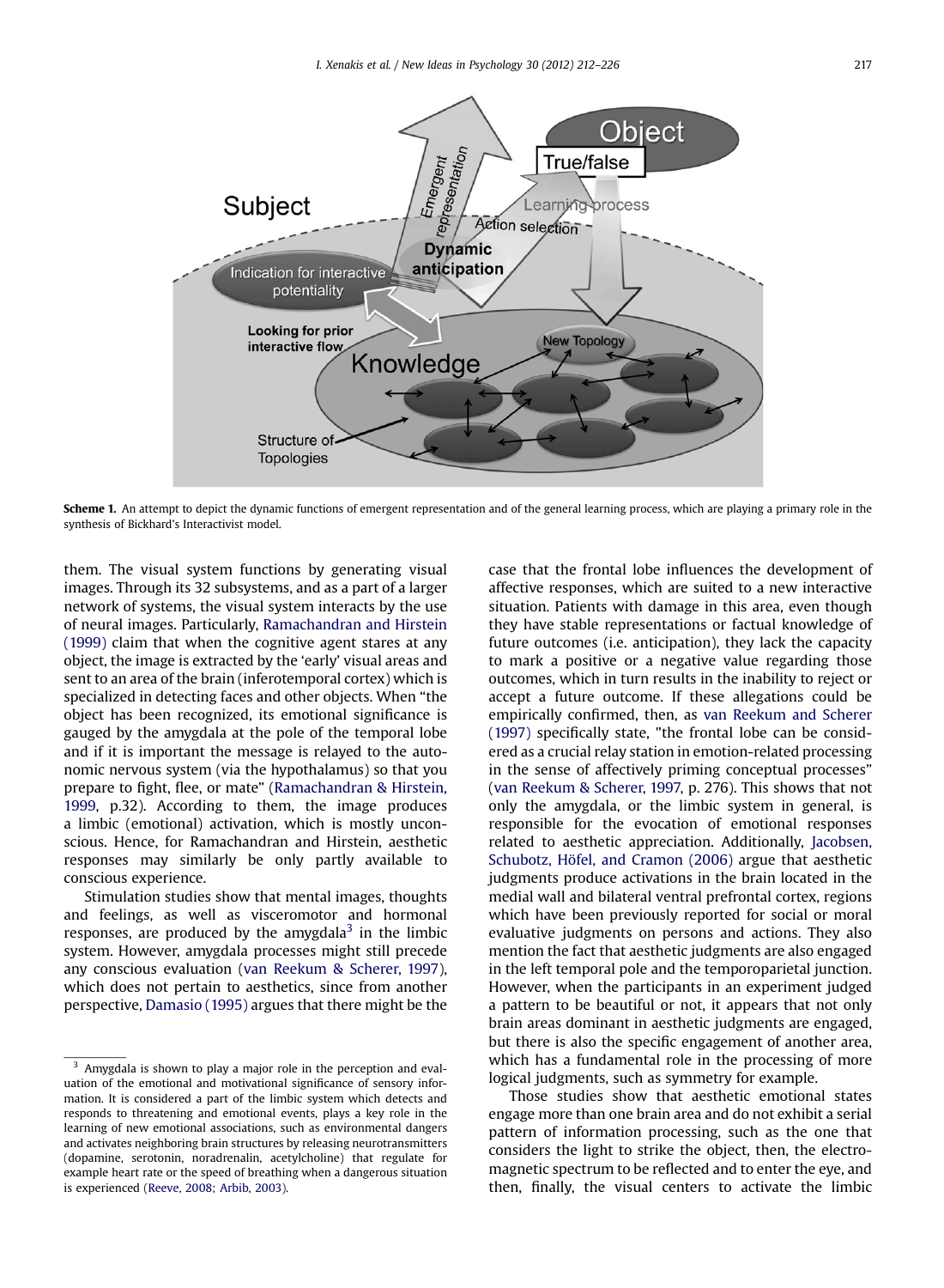Subject

Emergent representation

Object

True/false

Learning process

Action selection

Dynamic anticipation

Indication for interactive potentiality

Looking for prior interactive flow

Knowledge

New Topology

Structure of Topologies

**Scheme 1.** An attempt to depict the dynamic functions of emergent representation and of the general learning process, which are playing a primary role in the synthesis of Bickhard's Interactivist model.

them. The visual system functions by generating visual images. Through its 32 subsystems, and as a part of a larger network of systems, the visual system interacts by the use of neural images. Particularly, Ramachandran and Hirstein (1999) claim that when the cognitive agent stares at any object, the image is extracted by the 'early' visual areas and sent to an area of the brain (inferotemporal cortex) which is specialized in detecting faces and other objects. When "the object has been recognized, its emotional significance is gauged by the amygdala at the pole of the temporal lobe and if it is important the message is relayed to the autonomic nervous system (via the hypothalamus) so that you prepare to fight, flee, or mate" (Ramachandran & Hirstein, 1999, p.32). According to them, the image produces a limbic (emotional) activation, which is mostly unconscious. Hence, for Ramachandran and Hirstein, aesthetic responses may similarly be only partly available to conscious experience.

Stimulation studies show that mental images, thoughts and feelings, as well as visceromotor and hormonal responses, are produced by the amygdala[3] in the limbic system. However, amygdala processes might still precede any conscious evaluation (van Reekum & Scherer, 1997), which does not pertain to aesthetics, since from another perspective, Damasio (1995) argues that there might be the case that the frontal lobe influences the development of affective responses, which are suited to a new interactive situation. Patients with damage in this area, even though they have stable representations or factual knowledge of future outcomes (i.e. anticipation), they lack the capacity to mark a positive or a negative value regarding those outcomes, which in turn results in the inability to reject or accept a future outcome. If these allegations could be empirically confirmed, then, as van Reekum and Scherer (1997) specifically state, "the frontal lobe can be considered as a crucial relay station in emotion-related processing in the sense of affectively priming conceptual processes" (van Reekum & Scherer, 1997, p. 276). This shows that not only the amygdala, or the limbic system in general, is responsible for the evocation of emotional responses related to aesthetic appreciation. Additionally, Jacobsen, Schubotz, Höfel, and Cramon (2006) argue that aesthetic judgments produce activations in the brain located in the medial wall and bilateral ventral prefrontal cortex, regions which have been previously reported for social or moral evaluative judgments on persons and actions. They also mention the fact that aesthetic judgments are also engaged in the left temporal pole and the temporoparietal junction. However, when the participants in an experiment judged a pattern to be beautiful or not, it appears that not only brain areas dominant in aesthetic judgments are engaged, but there is also the specific engagement of another area, which has a fundamental role in the processing of more logical judgments, such as symmetry for example.

Those studies show that aesthetic emotional states engage more than one brain area and do not exhibit a serial pattern of information processing, such as the one that considers the light to strike the object, then, the electromagnetic spectrum to be reflected and to enter the eye, and then, finally, the visual centers to activate the limbic

[3] Amygdala is shown to play a major role in the perception and evaluation of the emotional and motivational significance of sensory information. It is considered a part of the limbic system which detects and responds to threatening and emotional events, plays a key role in the learning of new emotional associations, such as environmental dangers and activates neighboring brain structures by releasing neurotransmitters (dopamine, serotonin, noradrenalin, acetylcholine) that regulate for example heart rate or the speed of breathing when a dangerous situation is experienced (Reeve, 2008; Arbib, 2003).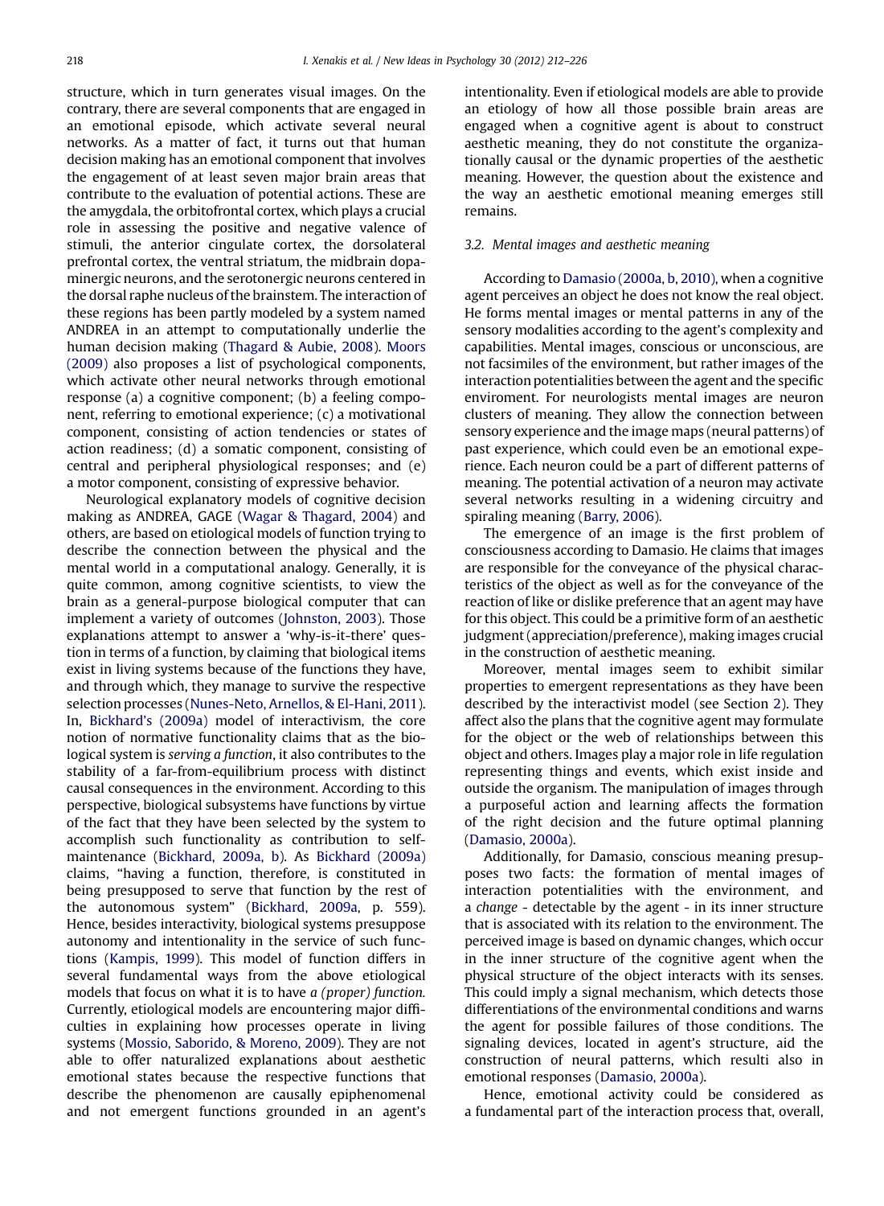structure, which in turn generates visual images. On the contrary, there are several components that are engaged in an emotional episode, which activate several neural networks. As a matter of fact, it turns out that human decision making has an emotional component that involves the engagement of at least seven major brain areas that contribute to the evaluation of potential actions. These are the amygdala, the orbitofrontal cortex, which plays a crucial role in assessing the positive and negative valence of stimuli, the anterior cingulate cortex, the dorsolateral prefrontal cortex, the ventral striatum, the midbrain dopaminergic neurons, and the serotonergic neurons centered in the dorsal raphe nucleus of the brainstem. The interaction of these regions has been partly modeled by a system named ANDREA in an attempt to computationally underlie the human decision making (Thagard & Aubie, 2008). Moors (2009) also proposes a list of psychological components, which activate other neural networks through emotional response (a) a cognitive component; (b) a feeling component, referring to emotional experience; (c) a motivational component, consisting of action tendencies or states of action readiness; (d) a somatic component, consisting of central and peripheral physiological responses; and (e) a motor component, consisting of expressive behavior.

Neurological explanatory models of cognitive decision making as ANDREA, GAGE (Wagar & Thagard, 2004) and others, are based on etiological models of function trying to describe the connection between the physical and the mental world in a computational analogy. Generally, it is quite common, among cognitive scientists, to view the brain as a general-purpose biological computer that can implement a variety of outcomes (Johnston, 2003). Those explanations attempt to answer a 'why-is-it-there' question in terms of a function, by claiming that biological items exist in living systems because of the functions they have, and through which, they manage to survive the respective selection processes (Nunes-Neto, Arnellos, & El-Hani, 2011). In, Bickhard's (2009a) model of interactivism, the core notion of normative functionality claims that as the biological system is *serving a function*, it also contributes to the stability of a far-from-equilibrium process with distinct causal consequences in the environment. According to this perspective, biological subsystems have functions by virtue of the fact that they have been selected by the system to accomplish such functionality as contribution to self-maintenance (Bickhard, 2009a, b). As Bickhard (2009a) claims, "having a function, therefore, is constituted in being presupposed to serve that function by the rest of the autonomous system" (Bickhard, 2009a, p. 559). Hence, besides interactivity, biological systems presuppose autonomy and intentionality in the service of such functions (Kampis, 1999). This model of function differs in several fundamental ways from the above etiological models that focus on what it is to have *a (proper) function.* Currently, etiological models are encountering major difficulties in explaining how processes operate in living systems (Mossio, Saborido, & Moreno, 2009). They are not able to offer naturalized explanations about aesthetic emotional states because the respective functions that describe the phenomenon are causally epiphenomenal and not emergent functions grounded in an agent's intentionality. Even if etiological models are able to provide an etiology of how all those possible brain areas are engaged when a cognitive agent is about to construct aesthetic meaning, they do not constitute the organizationally causal or the dynamic properties of the aesthetic meaning. However, the question about the existence and the way an aesthetic emotional meaning emerges still remains.

### 3.2. Mental images and aesthetic meaning

According to Damasio (2000a, b, 2010), when a cognitive agent perceives an object he does not know the real object. He forms mental images or mental patterns in any of the sensory modalities according to the agent's complexity and capabilities. Mental images, conscious or unconscious, are not facsimiles of the environment, but rather images of the interaction potentialities between the agent and the specific enviroment. For neurologists mental images are neuron clusters of meaning. They allow the connection between sensory experience and the image maps (neural patterns) of past experience, which could even be an emotional experience. Each neuron could be a part of different patterns of meaning. The potential activation of a neuron may activate several networks resulting in a widening circuitry and spiraling meaning (Barry, 2006).

The emergence of an image is the first problem of consciousness according to Damasio. He claims that images are responsible for the conveyance of the physical characteristics of the object as well as for the conveyance of the reaction of like or dislike preference that an agent may have for this object. This could be a primitive form of an aesthetic judgment (appreciation/preference), making images crucial in the construction of aesthetic meaning.

Moreover, mental images seem to exhibit similar properties to emergent representations as they have been described by the interactivist model (see Section 2). They affect also the plans that the cognitive agent may formulate for the object or the web of relationships between this object and others. Images play a major role in life regulation representing things and events, which exist inside and outside the organism. The manipulation of images through a purposeful action and learning affects the formation of the right decision and the future optimal planning (Damasio, 2000a).

Additionally, for Damasio, conscious meaning presupposes two facts: the formation of mental images of interaction potentialities with the environment, and a *change* - detectable by the agent - in its inner structure that is associated with its relation to the environment. The perceived image is based on dynamic changes, which occur in the inner structure of the cognitive agent when the physical structure of the object interacts with its senses. This could imply a signal mechanism, which detects those differentiations of the environmental conditions and warns the agent for possible failures of those conditions. The signaling devices, located in agent's structure, aid the construction of neural patterns, which resulti also in emotional responses (Damasio, 2000a).

Hence, emotional activity could be considered as a fundamental part of the interaction process that, overall,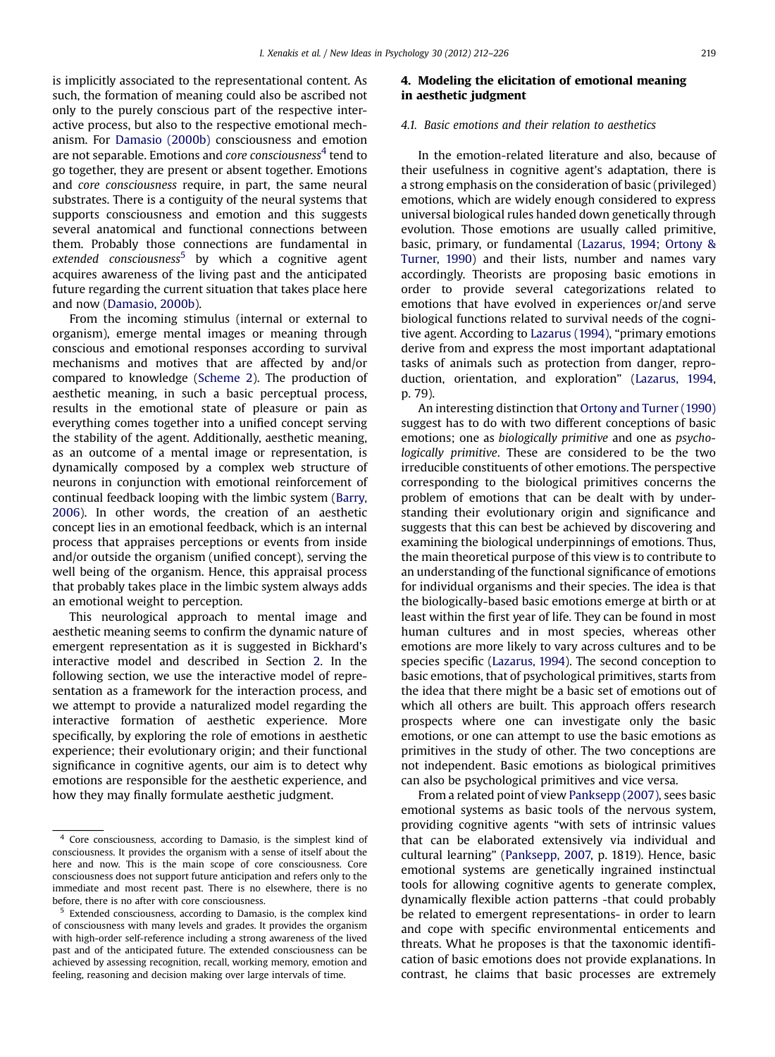is implicitly associated to the representational content. As such, the formation of meaning could also be ascribed not only to the purely conscious part of the respective interactive process, but also to the respective emotional mechanism. For Damasio (2000b) consciousness and emotion are not separable. Emotions and *core consciousness*[4] tend to go together, they are present or absent together. Emotions and *core consciousness* require, in part, the same neural substrates. There is a contiguity of the neural systems that supports consciousness and emotion and this suggests several anatomical and functional connections between them. Probably those connections are fundamental in *extended consciousness*[5] by which a cognitive agent acquires awareness of the living past and the anticipated future regarding the current situation that takes place here and now (Damasio, 2000b).

From the incoming stimulus (internal or external to organism), emerge mental images or meaning through conscious and emotional responses according to survival mechanisms and motives that are affected by and/or compared to knowledge (Scheme 2). The production of aesthetic meaning, in such a basic perceptual process, results in the emotional state of pleasure or pain as everything comes together into a unified concept serving the stability of the agent. Additionally, aesthetic meaning, as an outcome of a mental image or representation, is dynamically composed by a complex web structure of neurons in conjunction with emotional reinforcement of continual feedback looping with the limbic system (Barry, 2006). In other words, the creation of an aesthetic concept lies in an emotional feedback, which is an internal process that appraises perceptions or events from inside and/or outside the organism (unified concept), serving the well being of the organism. Hence, this appraisal process that probably takes place in the limbic system always adds an emotional weight to perception.

This neurological approach to mental image and aesthetic meaning seems to confirm the dynamic nature of emergent representation as it is suggested in Bickhard's interactive model and described in Section 2. In the following section, we use the interactive model of representation as a framework for the interaction process, and we attempt to provide a naturalized model regarding the interactive formation of aesthetic experience. More specifically, by exploring the role of emotions in aesthetic experience; their evolutionary origin; and their functional significance in cognitive agents, our aim is to detect why emotions are responsible for the aesthetic experience, and how they may finally formulate aesthetic judgment.

## 4. Modeling the elicitation of emotional meaning in aesthetic judgment

### 4.1. Basic emotions and their relation to aesthetics

In the emotion-related literature and also, because of their usefulness in cognitive agent's adaptation, there is a strong emphasis on the consideration of basic (privileged) emotions, which are widely enough considered to express universal biological rules handed down genetically through evolution. Those emotions are usually called primitive, basic, primary, or fundamental (Lazarus, 1994; Ortony & Turner, 1990) and their lists, number and names vary accordingly. Theorists are proposing basic emotions in order to provide several categorizations related to emotions that have evolved in experiences or/and serve biological functions related to survival needs of the cognitive agent. According to Lazarus (1994), "primary emotions derive from and express the most important adaptational tasks of animals such as protection from danger, reproduction, orientation, and exploration" (Lazarus, 1994, p. 79).

An interesting distinction that Ortony and Turner (1990) suggest has to do with two different conceptions of basic emotions; one as *biologically primitive* and one as *psychologically primitive*. These are considered to be the two irreducible constituents of other emotions. The perspective corresponding to the biological primitives concerns the problem of emotions that can be dealt with by understanding their evolutionary origin and significance and suggests that this can best be achieved by discovering and examining the biological underpinnings of emotions. Thus, the main theoretical purpose of this view is to contribute to an understanding of the functional significance of emotions for individual organisms and their species. The idea is that the biologically-based basic emotions emerge at birth or at least within the first year of life. They can be found in most human cultures and in most species, whereas other emotions are more likely to vary across cultures and to be species specific (Lazarus, 1994). The second conception to basic emotions, that of psychological primitives, starts from the idea that there might be a basic set of emotions out of which all others are built. This approach offers research prospects where one can investigate only the basic emotions, or one can attempt to use the basic emotions as primitives in the study of other. The two conceptions are not independent. Basic emotions as biological primitives can also be psychological primitives and vice versa.

From a related point of view Panksepp (2007), sees basic emotional systems as basic tools of the nervous system, providing cognitive agents "with sets of intrinsic values that can be elaborated extensively via individual and cultural learning" (Panksepp, 2007, p. 1819). Hence, basic emotional systems are genetically ingrained instinctual tools for allowing cognitive agents to generate complex, dynamically flexible action patterns -that could probably be related to emergent representations- in order to learn and cope with specific environmental enticements and threats. What he proposes is that the taxonomic identification of basic emotions does not provide explanations. In contrast, he claims that basic processes are extremely

---

[4] Core consciousness, according to Damasio, is the simplest kind of consciousness. It provides the organism with a sense of itself about the here and now. This is the main scope of core consciousness. Core consciousness does not support future anticipation and refers only to the immediate and most recent past. There is no elsewhere, there is no before, there is no after with core consciousness.

[5] Extended consciousness, according to Damasio, is the complex kind of consciousness with many levels and grades. It provides the organism with high-order self-reference including a strong awareness of the lived past and of the anticipated future. The extended consciousness can be achieved by assessing recognition, recall, working memory, emotion and feeling, reasoning and decision making over large intervals of time.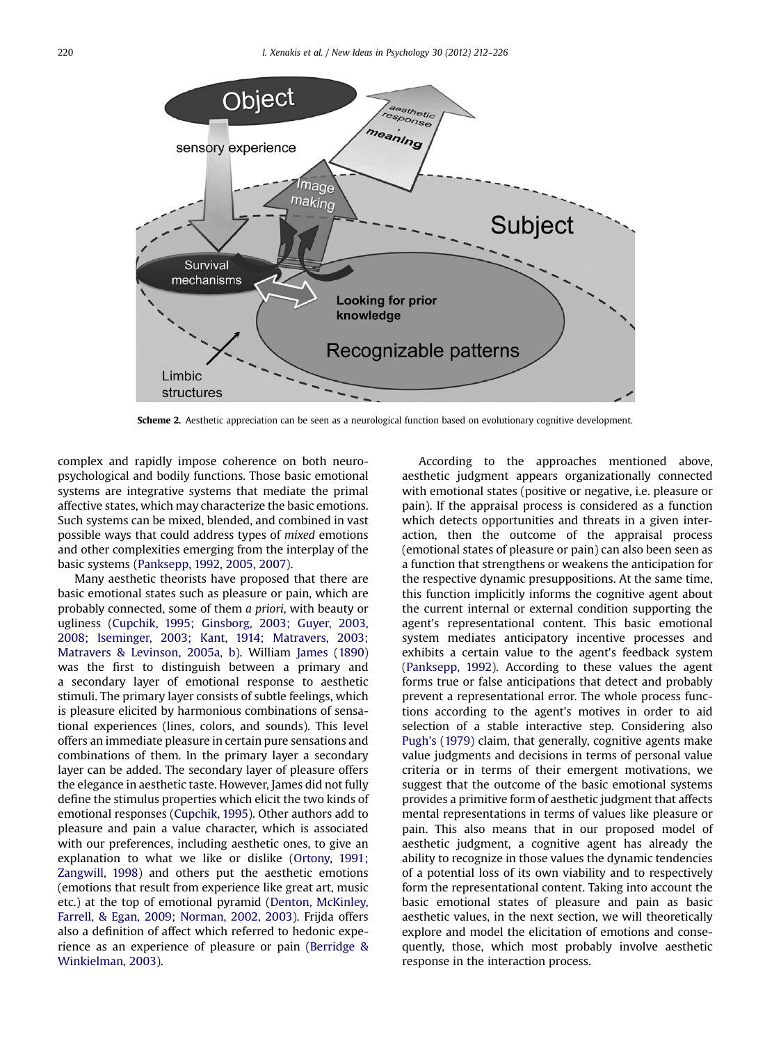Scheme 2. Aesthetic appreciation can be seen as a neurological function based on evolutionary cognitive development.

complex and rapidly impose coherence on both neuropsychological and bodily functions. Those basic emotional systems are integrative systems that mediate the primal affective states, which may characterize the basic emotions. Such systems can be mixed, blended, and combined in vast possible ways that could address types of *mixed* emotions and other complexities emerging from the interplay of the basic systems (Panksepp, 1992, 2005, 2007).

Many aesthetic theorists have proposed that there are basic emotional states such as pleasure or pain, which are probably connected, some of them *a priori*, with beauty or ugliness (Cupchik, 1995; Ginsborg, 2003; Guyer, 2003, 2008; Iseminger, 2003; Kant, 1914; Matravers, 2003; Matravers & Levinson, 2005a, b). William James (1890) was the first to distinguish between a primary and a secondary layer of emotional response to aesthetic stimuli. The primary layer consists of subtle feelings, which is pleasure elicited by harmonious combinations of sensational experiences (lines, colors, and sounds). This level offers an immediate pleasure in certain pure sensations and combinations of them. In the primary layer a secondary layer can be added. The secondary layer of pleasure offers the elegance in aesthetic taste. However, James did not fully define the stimulus properties which elicit the two kinds of emotional responses (Cupchik, 1995). Other authors add to pleasure and pain a value character, which is associated with our preferences, including aesthetic ones, to give an explanation to what we like or dislike (Ortony, 1991; Zangwill, 1998) and others put the aesthetic emotions (emotions that result from experience like great art, music etc.) at the top of emotional pyramid (Denton, McKinley, Farrell, & Egan, 2009; Norman, 2002, 2003). Frijda offers also a definition of affect which referred to hedonic experience as an experience of pleasure or pain (Berridge & Winkielman, 2003).

According to the approaches mentioned above, aesthetic judgment appears organizationally connected with emotional states (positive or negative, i.e. pleasure or pain). If the appraisal process is considered as a function which detects opportunities and threats in a given interaction, then the outcome of the appraisal process (emotional states of pleasure or pain) can also been seen as a function that strengthens or weakens the anticipation for the respective dynamic presuppositions. At the same time, this function implicitly informs the cognitive agent about the current internal or external condition supporting the agent's representational content. This basic emotional system mediates anticipatory incentive processes and exhibits a certain value to the agent's feedback system (Panksepp, 1992). According to these values the agent forms true or false anticipations that detect and probably prevent a representational error. The whole process functions according to the agent's motives in order to aid selection of a stable interactive step. Considering also Pugh's (1979) claim, that generally, cognitive agents make value judgments and decisions in terms of personal value criteria or in terms of their emergent motivations, we suggest that the outcome of the basic emotional systems provides a primitive form of aesthetic judgment that affects mental representations in terms of values like pleasure or pain. This also means that in our proposed model of aesthetic judgment, a cognitive agent has already the ability to recognize in those values the dynamic tendencies of a potential loss of its own viability and to respectively form the representational content. Taking into account the basic emotional states of pleasure and pain as basic aesthetic values, in the next section, we will theoretically explore and model the elicitation of emotions and consequently, those, which most probably involve aesthetic response in the interaction process.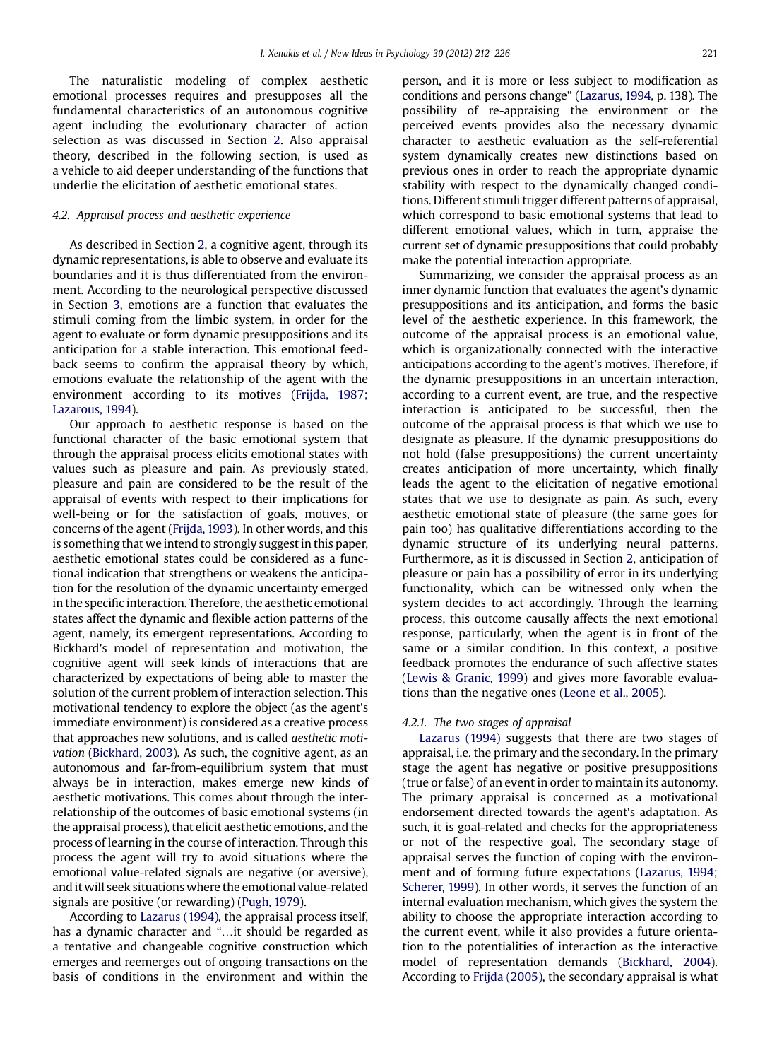The naturalistic modeling of complex aesthetic emotional processes requires and presupposes all the fundamental characteristics of an autonomous cognitive agent including the evolutionary character of action selection as was discussed in Section 2. Also appraisal theory, described in the following section, is used as a vehicle to aid deeper understanding of the functions that underlie the elicitation of aesthetic emotional states.

### 4.2. Appraisal process and aesthetic experience

As described in Section 2, a cognitive agent, through its dynamic representations, is able to observe and evaluate its boundaries and it is thus differentiated from the environment. According to the neurological perspective discussed in Section 3, emotions are a function that evaluates the stimuli coming from the limbic system, in order for the agent to evaluate or form dynamic presuppositions and its anticipation for a stable interaction. This emotional feedback seems to confirm the appraisal theory by which, emotions evaluate the relationship of the agent with the environment according to its motives (Frijda, 1987; Lazarous, 1994).

Our approach to aesthetic response is based on the functional character of the basic emotional system that through the appraisal process elicits emotional states with values such as pleasure and pain. As previously stated, pleasure and pain are considered to be the result of the appraisal of events with respect to their implications for well-being or for the satisfaction of goals, motives, or concerns of the agent (Frijda, 1993). In other words, and this is something that we intend to strongly suggest in this paper, aesthetic emotional states could be considered as a functional indication that strengthens or weakens the anticipation for the resolution of the dynamic uncertainty emerged in the specific interaction. Therefore, the aesthetic emotional states affect the dynamic and flexible action patterns of the agent, namely, its emergent representations. According to Bickhard's model of representation and motivation, the cognitive agent will seek kinds of interactions that are characterized by expectations of being able to master the solution of the current problem of interaction selection. This motivational tendency to explore the object (as the agent's immediate environment) is considered as a creative process that approaches new solutions, and is called *aesthetic motivation* (Bickhard, 2003). As such, the cognitive agent, as an autonomous and far-from-equilibrium system that must always be in interaction, makes emerge new kinds of aesthetic motivations. This comes about through the interrelationship of the outcomes of basic emotional systems (in the appraisal process), that elicit aesthetic emotions, and the process of learning in the course of interaction. Through this process the agent will try to avoid situations where the emotional value-related signals are negative (or aversive), and it will seek situations where the emotional value-related signals are positive (or rewarding) (Pugh, 1979).

According to Lazarus (1994), the appraisal process itself, has a dynamic character and "…it should be regarded as a tentative and changeable cognitive construction which emerges and reemerges out of ongoing transactions on the basis of conditions in the environment and within the person, and it is more or less subject to modification as conditions and persons change" (Lazarus, 1994, p. 138). The possibility of re-appraising the environment or the perceived events provides also the necessary dynamic character to aesthetic evaluation as the self-referential system dynamically creates new distinctions based on previous ones in order to reach the appropriate dynamic stability with respect to the dynamically changed conditions. Different stimuli trigger different patterns of appraisal, which correspond to basic emotional systems that lead to different emotional values, which in turn, appraise the current set of dynamic presuppositions that could probably make the potential interaction appropriate.

Summarizing, we consider the appraisal process as an inner dynamic function that evaluates the agent's dynamic presuppositions and its anticipation, and forms the basic level of the aesthetic experience. In this framework, the outcome of the appraisal process is an emotional value, which is organizationally connected with the interactive anticipations according to the agent's motives. Therefore, if the dynamic presuppositions in an uncertain interaction, according to a current event, are true, and the respective interaction is anticipated to be successful, then the outcome of the appraisal process is that which we use to designate as pleasure. If the dynamic presuppositions do not hold (false presuppositions) the current uncertainty creates anticipation of more uncertainty, which finally leads the agent to the elicitation of negative emotional states that we use to designate as pain. As such, every aesthetic emotional state of pleasure (the same goes for pain too) has qualitative differentiations according to the dynamic structure of its underlying neural patterns. Furthermore, as it is discussed in Section 2, anticipation of pleasure or pain has a possibility of error in its underlying functionality, which can be witnessed only when the system decides to act accordingly. Through the learning process, this outcome causally affects the next emotional response, particularly, when the agent is in front of the same or a similar condition. In this context, a positive feedback promotes the endurance of such affective states (Lewis & Granic, 1999) and gives more favorable evaluations than the negative ones (Leone et al., 2005).

#### 4.2.1. The two stages of appraisal

Lazarus (1994) suggests that there are two stages of appraisal, i.e. the primary and the secondary. In the primary stage the agent has negative or positive presuppositions (true or false) of an event in order to maintain its autonomy. The primary appraisal is concerned as a motivational endorsement directed towards the agent's adaptation. As such, it is goal-related and checks for the appropriateness or not of the respective goal. The secondary stage of appraisal serves the function of coping with the environment and of forming future expectations (Lazarus, 1994; Scherer, 1999). In other words, it serves the function of an internal evaluation mechanism, which gives the system the ability to choose the appropriate interaction according to the current event, while it also provides a future orientation to the potentialities of interaction as the interactive model of representation demands (Bickhard, 2004). According to Frijda (2005), the secondary appraisal is what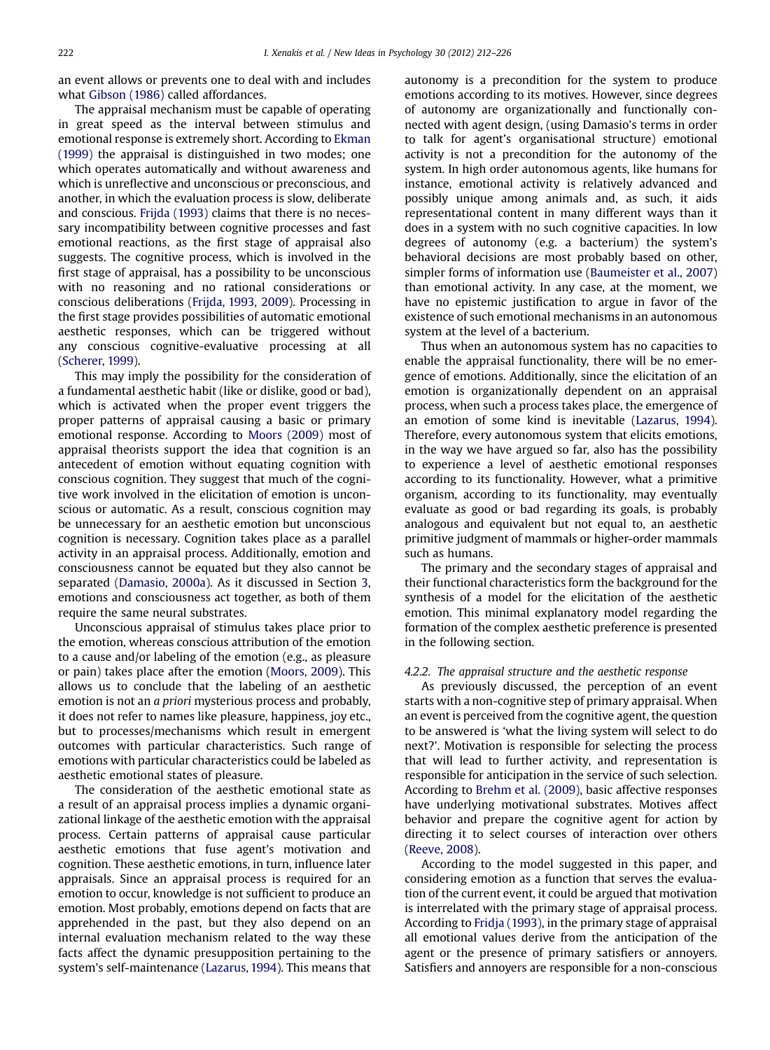an event allows or prevents one to deal with and includes what Gibson (1986) called affordances.

The appraisal mechanism must be capable of operating in great speed as the interval between stimulus and emotional response is extremely short. According to Ekman (1999) the appraisal is distinguished in two modes; one which operates automatically and without awareness and which is unreflective and unconscious or preconscious, and another, in which the evaluation process is slow, deliberate and conscious. Frijda (1993) claims that there is no necessary incompatibility between cognitive processes and fast emotional reactions, as the first stage of appraisal also suggests. The cognitive process, which is involved in the first stage of appraisal, has a possibility to be unconscious with no reasoning and no rational considerations or conscious deliberations (Frijda, 1993, 2009). Processing in the first stage provides possibilities of automatic emotional aesthetic responses, which can be triggered without any conscious cognitive-evaluative processing at all (Scherer, 1999).

This may imply the possibility for the consideration of a fundamental aesthetic habit (like or dislike, good or bad), which is activated when the proper event triggers the proper patterns of appraisal causing a basic or primary emotional response. According to Moors (2009) most of appraisal theorists support the idea that cognition is an antecedent of emotion without equating cognition with conscious cognition. They suggest that much of the cognitive work involved in the elicitation of emotion is unconscious or automatic. As a result, conscious cognition may be unnecessary for an aesthetic emotion but unconscious cognition is necessary. Cognition takes place as a parallel activity in an appraisal process. Additionally, emotion and consciousness cannot be equated but they also cannot be separated (Damasio, 2000a). As it discussed in Section 3, emotions and consciousness act together, as both of them require the same neural substrates.

Unconscious appraisal of stimulus takes place prior to the emotion, whereas conscious attribution of the emotion to a cause and/or labeling of the emotion (e.g., as pleasure or pain) takes place after the emotion (Moors, 2009). This allows us to conclude that the labeling of an aesthetic emotion is not an *a priori* mysterious process and probably, it does not refer to names like pleasure, happiness, joy etc., but to processes/mechanisms which result in emergent outcomes with particular characteristics. Such range of emotions with particular characteristics could be labeled as aesthetic emotional states of pleasure.

The consideration of the aesthetic emotional state as a result of an appraisal process implies a dynamic organizational linkage of the aesthetic emotion with the appraisal process. Certain patterns of appraisal cause particular aesthetic emotions that fuse agent's motivation and cognition. These aesthetic emotions, in turn, influence later appraisals. Since an appraisal process is required for an emotion to occur, knowledge is not sufficient to produce an emotion. Most probably, emotions depend on facts that are apprehended in the past, but they also depend on an internal evaluation mechanism related to the way these facts affect the dynamic presupposition pertaining to the system's self-maintenance (Lazarus, 1994). This means that autonomy is a precondition for the system to produce emotions according to its motives. However, since degrees of autonomy are organizationally and functionally connected with agent design, (using Damasio's terms in order to talk for agent's organisational structure) emotional activity is not a precondition for the autonomy of the system. In high order autonomous agents, like humans for instance, emotional activity is relatively advanced and possibly unique among animals and, as such, it aids representational content in many different ways than it does in a system with no such cognitive capacities. In low degrees of autonomy (e.g. a bacterium) the system's behavioral decisions are most probably based on other, simpler forms of information use (Baumeister et al., 2007) than emotional activity. In any case, at the moment, we have no epistemic justification to argue in favor of the existence of such emotional mechanisms in an autonomous system at the level of a bacterium.

Thus when an autonomous system has no capacities to enable the appraisal functionality, there will be no emergence of emotions. Additionally, since the elicitation of an emotion is organizationally dependent on an appraisal process, when such a process takes place, the emergence of an emotion of some kind is inevitable (Lazarus, 1994). Therefore, every autonomous system that elicits emotions, in the way we have argued so far, also has the possibility to experience a level of aesthetic emotional responses according to its functionality. However, what a primitive organism, according to its functionality, may eventually evaluate as good or bad regarding its goals, is probably analogous and equivalent but not equal to, an aesthetic primitive judgment of mammals or higher-order mammals such as humans.

The primary and the secondary stages of appraisal and their functional characteristics form the background for the synthesis of a model for the elicitation of the aesthetic emotion. This minimal explanatory model regarding the formation of the complex aesthetic preference is presented in the following section.

#### 4.2.2. The appraisal structure and the aesthetic response

As previously discussed, the perception of an event starts with a non-cognitive step of primary appraisal. When an event is perceived from the cognitive agent, the question to be answered is 'what the living system will select to do next?'. Motivation is responsible for selecting the process that will lead to further activity, and representation is responsible for anticipation in the service of such selection. According to Brehm et al. (2009), basic affective responses have underlying motivational substrates. Motives affect behavior and prepare the cognitive agent for action by directing it to select courses of interaction over others (Reeve, 2008).

According to the model suggested in this paper, and considering emotion as a function that serves the evaluation of the current event, it could be argued that motivation is interrelated with the primary stage of appraisal process. According to Fridja (1993), in the primary stage of appraisal all emotional values derive from the anticipation of the agent or the presence of primary satisfiers or annoyers. Satisfiers and annoyers are responsible for a non-conscious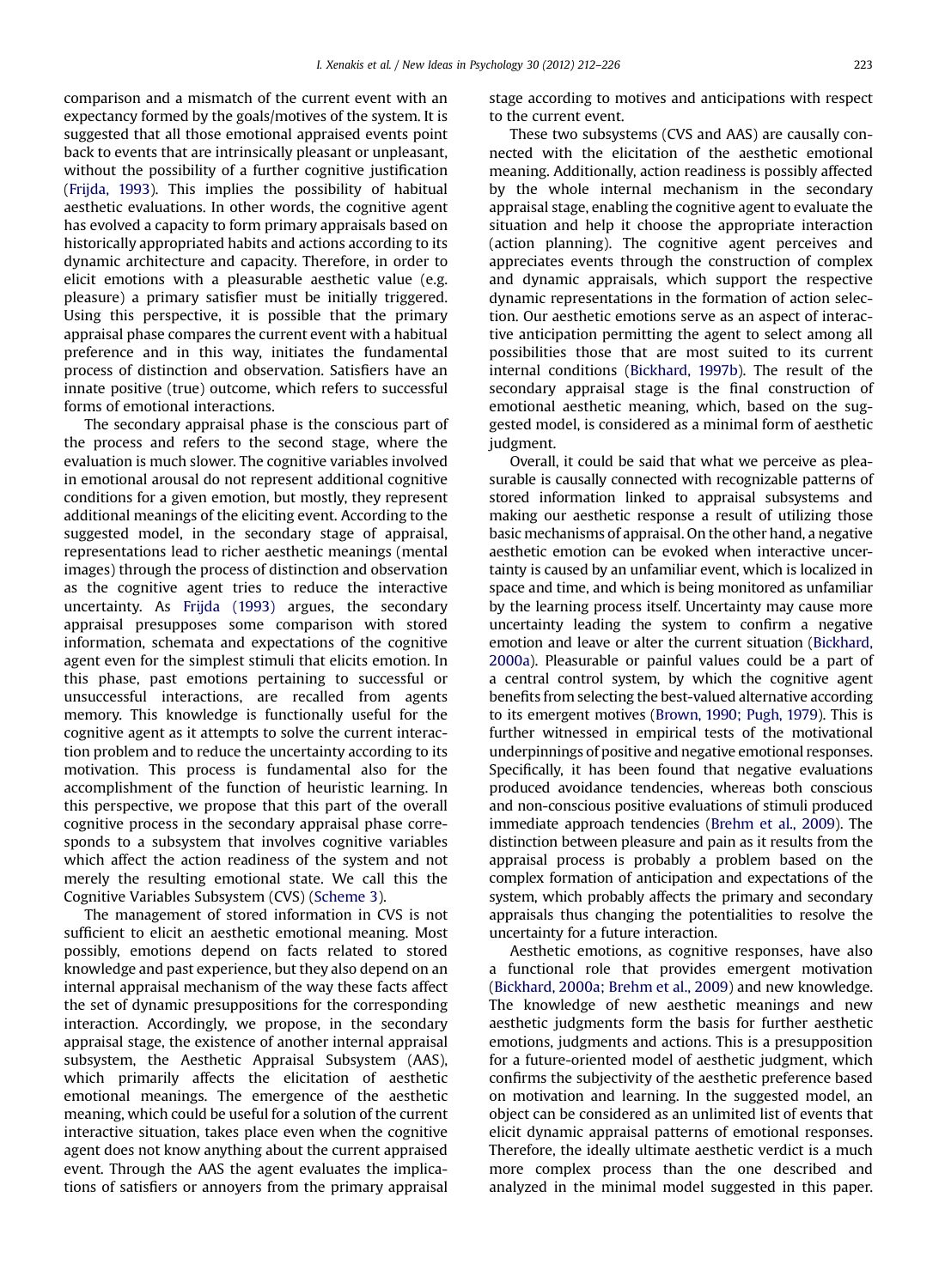comparison and a mismatch of the current event with an expectancy formed by the goals/motives of the system. It is suggested that all those emotional appraised events point back to events that are intrinsically pleasant or unpleasant, without the possibility of a further cognitive justification (Frijda, 1993). This implies the possibility of habitual aesthetic evaluations. In other words, the cognitive agent has evolved a capacity to form primary appraisals based on historically appropriated habits and actions according to its dynamic architecture and capacity. Therefore, in order to elicit emotions with a pleasurable aesthetic value (e.g. pleasure) a primary satisfier must be initially triggered. Using this perspective, it is possible that the primary appraisal phase compares the current event with a habitual preference and in this way, initiates the fundamental process of distinction and observation. Satisfiers have an innate positive (true) outcome, which refers to successful forms of emotional interactions.

The secondary appraisal phase is the conscious part of the process and refers to the second stage, where the evaluation is much slower. The cognitive variables involved in emotional arousal do not represent additional cognitive conditions for a given emotion, but mostly, they represent additional meanings of the eliciting event. According to the suggested model, in the secondary stage of appraisal, representations lead to richer aesthetic meanings (mental images) through the process of distinction and observation as the cognitive agent tries to reduce the interactive uncertainty. As Frijda (1993) argues, the secondary appraisal presupposes some comparison with stored information, schemata and expectations of the cognitive agent even for the simplest stimuli that elicits emotion. In this phase, past emotions pertaining to successful or unsuccessful interactions, are recalled from agents memory. This knowledge is functionally useful for the cognitive agent as it attempts to solve the current interaction problem and to reduce the uncertainty according to its motivation. This process is fundamental also for the accomplishment of the function of heuristic learning. In this perspective, we propose that this part of the overall cognitive process in the secondary appraisal phase corresponds to a subsystem that involves cognitive variables which affect the action readiness of the system and not merely the resulting emotional state. We call this the Cognitive Variables Subsystem (CVS) (Scheme 3).

The management of stored information in CVS is not sufficient to elicit an aesthetic emotional meaning. Most possibly, emotions depend on facts related to stored knowledge and past experience, but they also depend on an internal appraisal mechanism of the way these facts affect the set of dynamic presuppositions for the corresponding interaction. Accordingly, we propose, in the secondary appraisal stage, the existence of another internal appraisal subsystem, the Aesthetic Appraisal Subsystem (AAS), which primarily affects the elicitation of aesthetic emotional meanings. The emergence of the aesthetic meaning, which could be useful for a solution of the current interactive situation, takes place even when the cognitive agent does not know anything about the current appraised event. Through the AAS the agent evaluates the implications of satisfiers or annoyers from the primary appraisal stage according to motives and anticipations with respect to the current event.

These two subsystems (CVS and AAS) are causally connected with the elicitation of the aesthetic emotional meaning. Additionally, action readiness is possibly affected by the whole internal mechanism in the secondary appraisal stage, enabling the cognitive agent to evaluate the situation and help it choose the appropriate interaction (action planning). The cognitive agent perceives and appreciates events through the construction of complex and dynamic appraisals, which support the respective dynamic representations in the formation of action selection. Our aesthetic emotions serve as an aspect of interactive anticipation permitting the agent to select among all possibilities those that are most suited to its current internal conditions (Bickhard, 1997b). The result of the secondary appraisal stage is the final construction of emotional aesthetic meaning, which, based on the suggested model, is considered as a minimal form of aesthetic judgment.

Overall, it could be said that what we perceive as pleasurable is causally connected with recognizable patterns of stored information linked to appraisal subsystems and making our aesthetic response a result of utilizing those basic mechanisms of appraisal. On the other hand, a negative aesthetic emotion can be evoked when interactive uncertainty is caused by an unfamiliar event, which is localized in space and time, and which is being monitored as unfamiliar by the learning process itself. Uncertainty may cause more uncertainty leading the system to confirm a negative emotion and leave or alter the current situation (Bickhard, 2000a). Pleasurable or painful values could be a part of a central control system, by which the cognitive agent benefits from selecting the best-valued alternative according to its emergent motives (Brown, 1990; Pugh, 1979). This is further witnessed in empirical tests of the motivational underpinnings of positive and negative emotional responses. Specifically, it has been found that negative evaluations produced avoidance tendencies, whereas both conscious and non-conscious positive evaluations of stimuli produced immediate approach tendencies (Brehm et al., 2009). The distinction between pleasure and pain as it results from the appraisal process is probably a problem based on the complex formation of anticipation and expectations of the system, which probably affects the primary and secondary appraisals thus changing the potentialities to resolve the uncertainty for a future interaction.

Aesthetic emotions, as cognitive responses, have also a functional role that provides emergent motivation (Bickhard, 2000a; Brehm et al., 2009) and new knowledge. The knowledge of new aesthetic meanings and new aesthetic judgments form the basis for further aesthetic emotions, judgments and actions. This is a presupposition for a future-oriented model of aesthetic judgment, which confirms the subjectivity of the aesthetic preference based on motivation and learning. In the suggested model, an object can be considered as an unlimited list of events that elicit dynamic appraisal patterns of emotional responses. Therefore, the ideally ultimate aesthetic verdict is a much more complex process than the one described and analyzed in the minimal model suggested in this paper.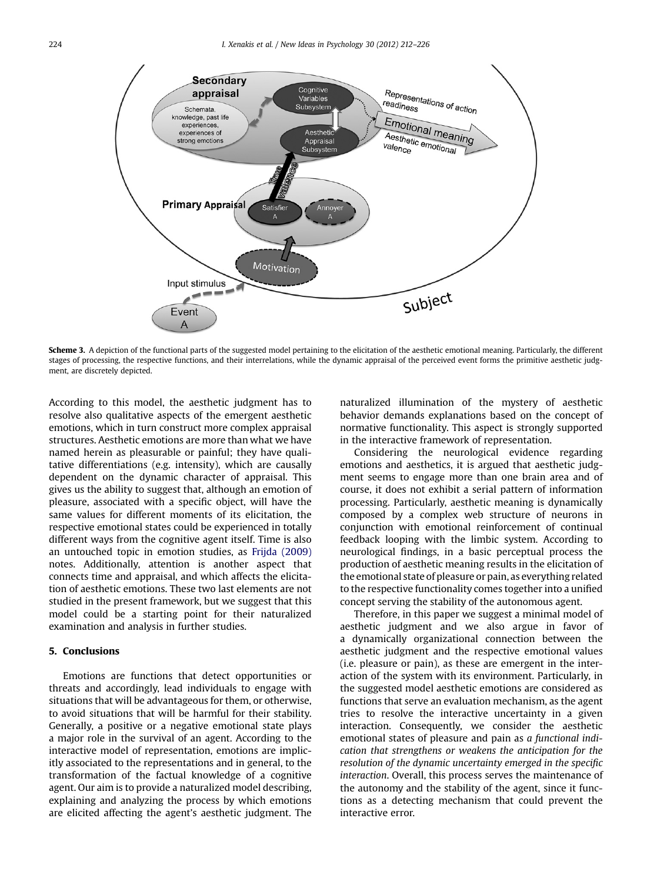**Scheme 3.** A depiction of the functional parts of the suggested model pertaining to the elicitation of the aesthetic emotional meaning. Particularly, the different stages of processing, the respective functions, and their interrelations, while the dynamic appraisal of the perceived event forms the primitive aesthetic judgment, are discretely depicted.

According to this model, the aesthetic judgment has to resolve also qualitative aspects of the emergent aesthetic emotions, which in turn construct more complex appraisal structures. Aesthetic emotions are more than what we have named herein as pleasurable or painful; they have qualitative differentiations (e.g. intensity), which are causally dependent on the dynamic character of appraisal. This gives us the ability to suggest that, although an emotion of pleasure, associated with a specific object, will have the same values for different moments of its elicitation, the respective emotional states could be experienced in totally different ways from the cognitive agent itself. Time is also an untouched topic in emotion studies, as Frijda (2009) notes. Additionally, attention is another aspect that connects time and appraisal, and which affects the elicitation of aesthetic emotions. These two last elements are not studied in the present framework, but we suggest that this model could be a starting point for their naturalized examination and analysis in further studies.

## 5. Conclusions

Emotions are functions that detect opportunities or threats and accordingly, lead individuals to engage with situations that will be advantageous for them, or otherwise, to avoid situations that will be harmful for their stability. Generally, a positive or a negative emotional state plays a major role in the survival of an agent. According to the interactive model of representation, emotions are implicitly associated to the representations and in general, to the transformation of the factual knowledge of a cognitive agent. Our aim is to provide a naturalized model describing, explaining and analyzing the process by which emotions are elicited affecting the agent's aesthetic judgment. The naturalized illumination of the mystery of aesthetic behavior demands explanations based on the concept of normative functionality. This aspect is strongly supported in the interactive framework of representation.

Considering the neurological evidence regarding emotions and aesthetics, it is argued that aesthetic judgment seems to engage more than one brain area and of course, it does not exhibit a serial pattern of information processing. Particularly, aesthetic meaning is dynamically composed by a complex web structure of neurons in conjunction with emotional reinforcement of continual feedback looping with the limbic system. According to neurological findings, in a basic perceptual process the production of aesthetic meaning results in the elicitation of the emotional state of pleasure or pain, as everything related to the respective functionality comes together into a unified concept serving the stability of the autonomous agent.

Therefore, in this paper we suggest a minimal model of aesthetic judgment and we also argue in favor of a dynamically organizational connection between the aesthetic judgment and the respective emotional values (i.e. pleasure or pain), as these are emergent in the interaction of the system with its environment. Particularly, in the suggested model aesthetic emotions are considered as functions that serve an evaluation mechanism, as the agent tries to resolve the interactive uncertainty in a given interaction. Consequently, we consider the aesthetic emotional states of pleasure and pain as *a functional indication that strengthens or weakens the anticipation for the resolution of the dynamic uncertainty emerged in the specific interaction*. Overall, this process serves the maintenance of the autonomy and the stability of the agent, since it functions as a detecting mechanism that could prevent the interactive error.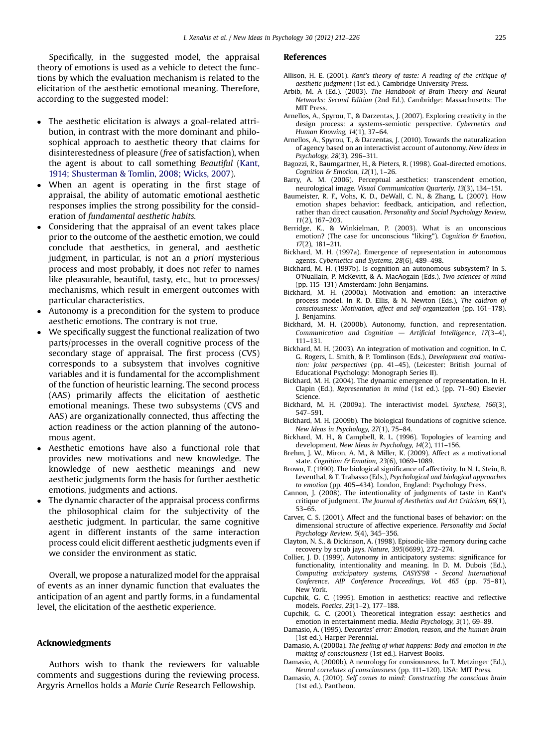Specifically, in the suggested model, the appraisal theory of emotions is used as a vehicle to detect the functions by which the evaluation mechanism is related to the elicitation of the aesthetic emotional meaning. Therefore, according to the suggested model:

- The aesthetic elicitation is always a goal-related attribution, in contrast with the more dominant and philosophical approach to aesthetic theory that claims for disinterestedness of pleasure (*free* of satisfaction), when the agent is about to call something *Beautiful* (Kant, 1914; Shusterman & Tomlin, 2008; Wicks, 2007).
- When an agent is operating in the first stage of appraisal, the ability of automatic emotional aesthetic responses implies the strong possibility for the consideration of *fundamental aesthetic habits.*
- Considering that the appraisal of an event takes place prior to the outcome of the aesthetic emotion, we could conclude that aesthetics, in general, and aesthetic judgment, in particular, is not an *a priori* mysterious process and most probably, it does not refer to names like pleasurable, beautiful, tasty, etc., but to processes/mechanisms, which result in emergent outcomes with particular characteristics.
- Autonomy is a precondition for the system to produce aesthetic emotions. The contrary is not true.
- We specifically suggest the functional realization of two parts/processes in the overall cognitive process of the secondary stage of appraisal. The first process (CVS) corresponds to a subsystem that involves cognitive variables and it is fundamental for the accomplishment of the function of heuristic learning. The second process (AAS) primarily affects the elicitation of aesthetic emotional meanings. These two subsystems (CVS and AAS) are organizationally connected, thus affecting the action readiness or the action planning of the autonomous agent.
- Aesthetic emotions have also a functional role that provides new motivations and new knowledge. The knowledge of new aesthetic meanings and new aesthetic judgments form the basis for further aesthetic emotions, judgments and actions.
- The dynamic character of the appraisal process confirms the philosophical claim for the subjectivity of the aesthetic judgment. In particular, the same cognitive agent in different instants of the same interaction process could elicit different aesthetic judgments even if we consider the environment as static.

Overall, we propose a naturalized model for the appraisal of events as an inner dynamic function that evaluates the anticipation of an agent and partly forms, in a fundamental level, the elicitation of the aesthetic experience.

## Acknowledgments

Authors wish to thank the reviewers for valuable comments and suggestions during the reviewing process. Argyris Arnellos holds a *Marie Curie* Research Fellowship.

## References

Allison, H. E. (2001). *Kant's theory of taste: A reading of the critique of aesthetic judgment* (1st ed.). Cambridge University Press.

Arbib, M. A (Ed.). (2003). *The Handbook of Brain Theory and Neural Networks: Second Edition* (2nd Ed.). Cambridge: Massachusetts: The MIT Press.

Arnellos, A., Spyrou, T., & Darzentas, J. (2007). Exploring creativity in the design process: a systems-semiotic perspective. *Cybernetics and Human Knowing, 14*(1), 37–64.

Arnellos, A., Spyrou, T., & Darzentas, J. (2010). Towards the naturalization of agency based on an interactivist account of autonomy. *New Ideas in Psychology, 28*(3), 296–311.

Bagozzi, R., Baumgartner, H., & Pieters, R. (1998). Goal-directed emotions. *Cognition & Emotion, 12*(1), 1–26.

Barry, A. M. (2006). Perceptual aesthetics: transcendent emotion, neurological image. *Visual Communication Quarterly, 13*(3), 134–151.

Baumeister, R. F., Vohs, K. D., DeWall, C. N., & Zhang, L. (2007). How emotion shapes behavior: feedback, anticipation, and reflection, rather than direct causation. *Personality and Social Psychology Review, 11*(2), 167–203.

Berridge, K., & Winkielman, P. (2003). What is an unconscious emotion? (The case for unconscious "liking"). *Cognition & Emotion, 17*(2), 181–211.

Bickhard, M. H. (1997a). Emergence of representation in autonomous agents. *Cybernetics and Systems, 28*(6), 489–498.

Bickhard, M. H. (1997b). Is cognition an autonomous subsystem? In S. O'Nuallain, P. McKevitt, & A. MacAogain (Eds.), *Two sciences of mind* (pp. 115–131) Amsterdam: John Benjamins.

Bickhard, M. H. (2000a). Motivation and emotion: an interactive process model. In R. D. Ellis, & N. Newton (Eds.), *The caldron of consciousness: Motivation, affect and self-organization* (pp. 161–178). J. Benjamins.

Bickhard, M. H. (2000b). Autonomy, function, and representation. *Communication and Cognition — Artificial Intelligence, 17*(3–4), 111–131.

Bickhard, M. H. (2003). An integration of motivation and cognition. In C. G. Rogers, L. Smith, & P. Tomlinson (Eds.), *Development and motivation: Joint perspectives* (pp. 41–45), (Leicester: British Journal of Educational Psychology: Monograph Series II).

Bickhard, M. H. (2004). The dynamic emergence of representation. In H. Clapin (Ed.), *Representation in mind* (1st ed.). (pp. 71–90) Elsevier Science.

Bickhard, M. H. (2009a). The interactivist model. *Synthese, 166*(3), 547–591.

Bickhard, M. H. (2009b). The biological foundations of cognitive science. *New Ideas in Psychology, 27*(1), 75–84.

Bickhard, M. H., & Campbell, R. L. (1996). Topologies of learning and development. *New Ideas in Psychology, 14*(2), 111–156.

Brehm, J. W., Miron, A. M., & Miller, K. (2009). Affect as a motivational state. *Cognition & Emotion, 23*(6), 1069–1089.

Brown, T. (1990). The biological significance of affectivity. In N. L. Stein, B. Leventhal, & T. Trabasso (Eds.), *Psychological and biological approaches to emotion* (pp. 405–434). London, England: Psychology Press.

Cannon, J. (2008). The intentionality of judgments of taste in Kant's critique of judgment. *The Journal of Aesthetics and Art Criticism, 66*(1), 53–65.

Carver, C. S. (2001). Affect and the functional bases of behavior: on the dimensional structure of affective experience. *Personality and Social Psychology Review, 5*(4), 345–356.

Clayton, N. S., & Dickinson, A. (1998). Episodic-like memory during cache recovery by scrub jays. *Nature, 395*(6699), 272–274.

Collier, J. D. (1999). Autonomy in anticipatory systems: significance for functionality, intentionality and meaning. In D. M. Dubois (Ed.), *Computing anticipatory systems, CASYS'98 - Second International Conference, AIP Conference Proceedings, Vol. 465* (pp. 75–81), New York.

Cupchik, G. C. (1995). Emotion in aesthetics: reactive and reflective models. *Poetics, 23*(1–2), 177–188.

Cupchik, G. C. (2001). Theoretical integration essay: aesthetics and emotion in entertainment media. *Media Psychology, 3*(1), 69–89.

Damasio, A. (1995). *Descartes' error: Emotion, reason, and the human brain* (1st ed.). Harper Perennial.

Damasio, A. (2000a). *The feeling of what happens: Body and emotion in the making of consciousness* (1st ed.). Harvest Books.

Damasio, A. (2000b). A neurology for consiousness. In T. Metzinger (Ed.), *Neural correlates of consciousness* (pp. 111–120). USA: MIT Press.

Damasio, A. (2010). *Self comes to mind: Constructing the conscious brain* (1st ed.). Pantheon.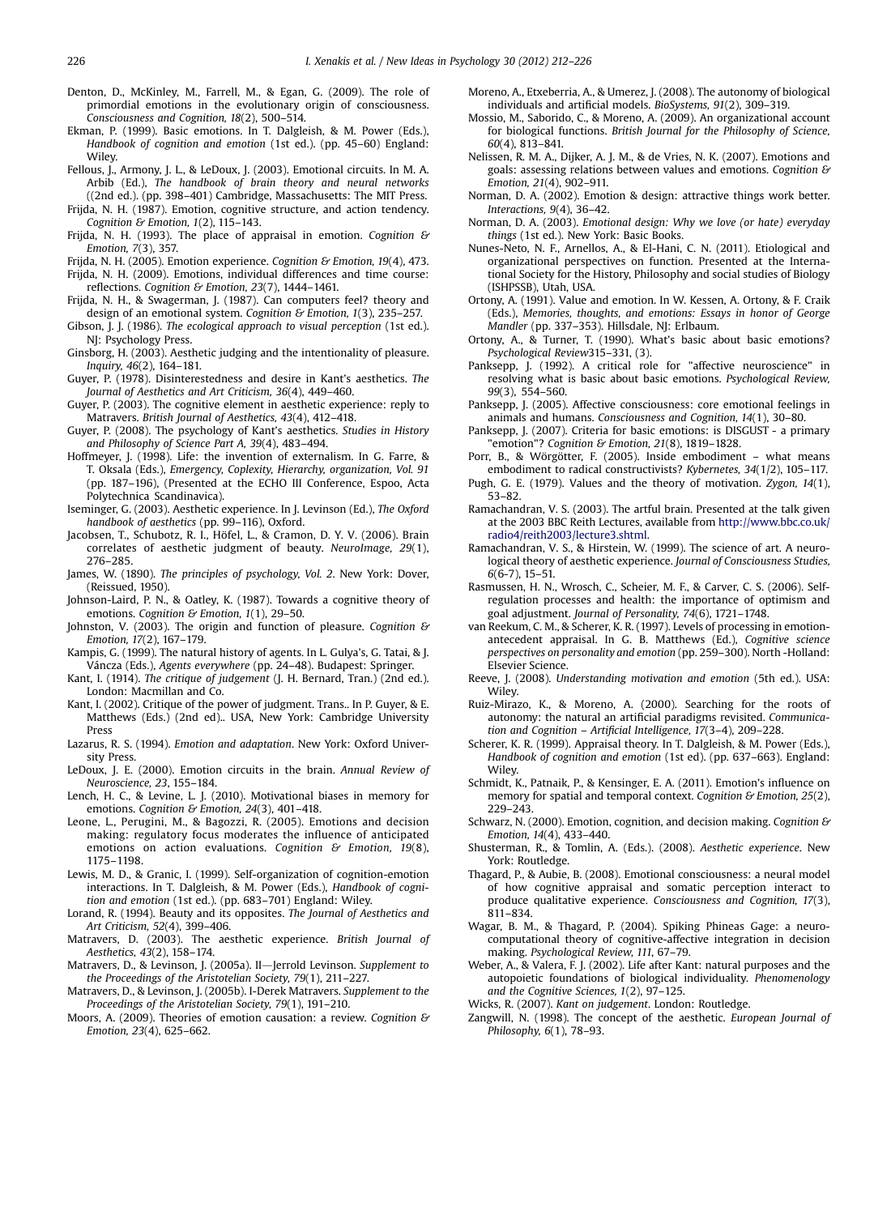Denton, D., McKinley, M., Farrell, M., & Egan, G. (2009). The role of primordial emotions in the evolutionary origin of consciousness. *Consciousness and Cognition, 18*(2), 500–514.

Ekman, P. (1999). Basic emotions. In T. Dalgleish, & M. Power (Eds.), *Handbook of cognition and emotion* (1st ed.). (pp. 45–60) England: Wiley.

Fellous, J., Armony, J. L., & LeDoux, J. (2003). Emotional circuits. In M. A. Arbib (Ed.), *The handbook of brain theory and neural networks* ((2nd ed.). (pp. 398–401) Cambridge, Massachusetts: The MIT Press.

Frijda, N. H. (1987). Emotion, cognitive structure, and action tendency. *Cognition & Emotion, 1*(2), 115–143.

Frijda, N. H. (1993). The place of appraisal in emotion. *Cognition & Emotion, 7*(3), 357.

Frijda, N. H. (2005). Emotion experience. *Cognition & Emotion, 19*(4), 473.

Frijda, N. H. (2009). Emotions, individual differences and time course: reflections. *Cognition & Emotion, 23*(7), 1444–1461.

Frijda, N. H., & Swagerman, J. (1987). Can computers feel? theory and design of an emotional system. *Cognition & Emotion, 1*(3), 235–257.

Gibson, J. J. (1986). *The ecological approach to visual perception* (1st ed.). NJ: Psychology Press.

Ginsborg, H. (2003). Aesthetic judging and the intentionality of pleasure. *Inquiry, 46*(2), 164–181.

Guyer, P. (1978). Disinterestedness and desire in Kant's aesthetics. *The Journal of Aesthetics and Art Criticism, 36*(4), 449–460.

Guyer, P. (2003). The cognitive element in aesthetic experience: reply to Matravers. *British Journal of Aesthetics, 43*(4), 412–418.

Guyer, P. (2008). The psychology of Kant's aesthetics. *Studies in History and Philosophy of Science Part A, 39*(4), 483–494.

Hoffmeyer, J. (1998). Life: the invention of externalism. In G. Farre, & T. Oksala (Eds.), *Emergency, Coplexity, Hierarchy, organization, Vol. 91* (pp. 187–196), (Presented at the ECHO III Conference, Espoo, Acta Polytechnica Scandinavica).

Iseminger, G. (2003). Aesthetic experience. In J. Levinson (Ed.), *The Oxford handbook of aesthetics* (pp. 99–116), Oxford.

Jacobsen, T., Schubotz, R. I., Höfel, L., & Cramon, D. Y. V. (2006). Brain correlates of aesthetic judgment of beauty. *NeuroImage, 29*(1), 276–285.

James, W. (1890). *The principles of psychology, Vol. 2*. New York: Dover, (Reissued, 1950).

Johnson-Laird, P. N., & Oatley, K. (1987). Towards a cognitive theory of emotions. *Cognition & Emotion, 1*(1), 29–50.

Johnston, V. (2003). The origin and function of pleasure. *Cognition & Emotion, 17*(2), 167–179.

Kampis, G. (1999). The natural history of agents. In L. Gulya's, G. Tatai, & J. Váncza (Eds.), *Agents everywhere* (pp. 24–48). Budapest: Springer.

Kant, I. (1914). *The critique of judgement* (J. H. Bernard, Tran.) (2nd ed.). London: Macmillan and Co.

Kant, I. (2002). Critique of the power of judgment. Trans.. In P. Guyer, & E. Matthews (Eds.) (2nd ed).. USA, New York: Cambridge University Press

Lazarus, R. S. (1994). *Emotion and adaptation*. New York: Oxford University Press.

LeDoux, J. E. (2000). Emotion circuits in the brain. *Annual Review of Neuroscience, 23*, 155–184.

Lench, H. C., & Levine, L. J. (2010). Motivational biases in memory for emotions. *Cognition & Emotion, 24*(3), 401–418.

Leone, L., Perugini, M., & Bagozzi, R. (2005). Emotions and decision making: regulatory focus moderates the influence of anticipated emotions on action evaluations. *Cognition & Emotion, 19*(8), 1175–1198.

Lewis, M. D., & Granic, I. (1999). Self-organization of cognition-emotion interactions. In T. Dalgleish, & M. Power (Eds.), *Handbook of cognition and emotion* (1st ed.). (pp. 683–701) England: Wiley.

Lorand, R. (1994). Beauty and its opposites. *The Journal of Aesthetics and Art Criticism, 52*(4), 399–406.

Matravers, D. (2003). The aesthetic experience. *British Journal of Aesthetics, 43*(2), 158–174.

Matravers, D., & Levinson, J. (2005a). II—Jerrold Levinson. *Supplement to the Proceedings of the Aristotelian Society, 79*(1), 211–227.

Matravers, D., & Levinson, J. (2005b). I-Derek Matravers. *Supplement to the Proceedings of the Aristotelian Society, 79*(1), 191–210.

Moors, A. (2009). Theories of emotion causation: a review. *Cognition & Emotion, 23*(4), 625–662.

Moreno, A., Etxeberria, A., & Umerez, J. (2008). The autonomy of biological individuals and artificial models. *BioSystems, 91*(2), 309–319.

Mossio, M., Saborido, C., & Moreno, A. (2009). An organizational account for biological functions. *British Journal for the Philosophy of Science, 60*(4), 813–841.

Nelissen, R. M. A., Dijker, A. J. M., & de Vries, N. K. (2007). Emotions and goals: assessing relations between values and emotions. *Cognition & Emotion, 21*(4), 902–911.

Norman, D. A. (2002). Emotion & design: attractive things work better. *Interactions, 9*(4), 36–42.

Norman, D. A. (2003). *Emotional design: Why we love (or hate) everyday things* (1st ed.). New York: Basic Books.

Nunes-Neto, N. F., Arnellos, A., & El-Hani, C. N. (2011). Etiological and organizational perspectives on function. Presented at the International Society for the History, Philosophy and social studies of Biology (ISHPSSB), Utah, USA.

Ortony, A. (1991). Value and emotion. In W. Kessen, A. Ortony, & F. Craik (Eds.), *Memories, thoughts, and emotions: Essays in honor of George Mandler* (pp. 337–353). Hillsdale, NJ: Erlbaum.

Ortony, A., & Turner, T. (1990). What's basic about basic emotions? *Psychological Review*315–331, (3).

Panksepp, J. (1992). A critical role for "affective neuroscience" in resolving what is basic about basic emotions. *Psychological Review, 99*(3), 554–560.

Panksepp, J. (2005). Affective consciousness: core emotional feelings in animals and humans. *Consciousness and Cognition, 14*(1), 30–80.

Panksepp, J. (2007). Criteria for basic emotions: is DISGUST - a primary "emotion"? *Cognition & Emotion, 21*(8), 1819–1828.

Porr, B., & Wörgötter, F. (2005). Inside embodiment – what means embodiment to radical constructivists? *Kybernetes, 34*(1/2), 105–117.

Pugh, G. E. (1979). Values and the theory of motivation. *Zygon, 14*(1), 53–82.

Ramachandran, V. S. (2003). The artful brain. Presented at the talk given at the 2003 BBC Reith Lectures, available from http://www.bbc.co.uk/radio4/reith2003/lecture3.shtml.

Ramachandran, V. S., & Hirstein, W. (1999). The science of art. A neurological theory of aesthetic experience. *Journal of Consciousness Studies, 6*(6-7), 15–51.

Rasmussen, H. N., Wrosch, C., Scheier, M. F., & Carver, C. S. (2006). Self-regulation processes and health: the importance of optimism and goal adjustment. *Journal of Personality, 74*(6), 1721–1748.

van Reekum, C. M., & Scherer, K. R. (1997). Levels of processing in emotion-antecedent appraisal. In G. B. Matthews (Ed.), *Cognitive science perspectives on personality and emotion* (pp. 259–300). North -Holland: Elsevier Science.

Reeve, J. (2008). *Understanding motivation and emotion* (5th ed.). USA: Wiley.

Ruiz-Mirazo, K., & Moreno, A. (2000). Searching for the roots of autonomy: the natural an artificial paradigms revisited. *Communication and Cognition – Artificial Intelligence, 17*(3–4), 209–228.

Scherer, K. R. (1999). Appraisal theory. In T. Dalgleish, & M. Power (Eds.), *Handbook of cognition and emotion* (1st ed). (pp. 637–663). England: Wiley.

Schmidt, K., Patnaik, P., & Kensinger, E. A. (2011). Emotion's influence on memory for spatial and temporal context. *Cognition & Emotion, 25*(2), 229–243.

Schwarz, N. (2000). Emotion, cognition, and decision making. *Cognition & Emotion, 14*(4), 433–440.

Shusterman, R., & Tomlin, A. (Eds.). (2008). *Aesthetic experience*. New York: Routledge.

Thagard, P., & Aubie, B. (2008). Emotional consciousness: a neural model of how cognitive appraisal and somatic perception interact to produce qualitative experience. *Consciousness and Cognition, 17*(3), 811–834.

Wagar, B. M., & Thagard, P. (2004). Spiking Phineas Gage: a neurocomputational theory of cognitive-affective integration in decision making. *Psychological Review, 111*, 67–79.

Weber, A., & Valera, F. J. (2002). Life after Kant: natural purposes and the autopoietic foundations of biological individuality. *Phenomenology and the Cognitive Sciences, 1*(2), 97–125.

Wicks, R. (2007). *Kant on judgement*. London: Routledge.

Zangwill, N. (1998). The concept of the aesthetic. *European Journal of Philosophy, 6*(1), 78–93.